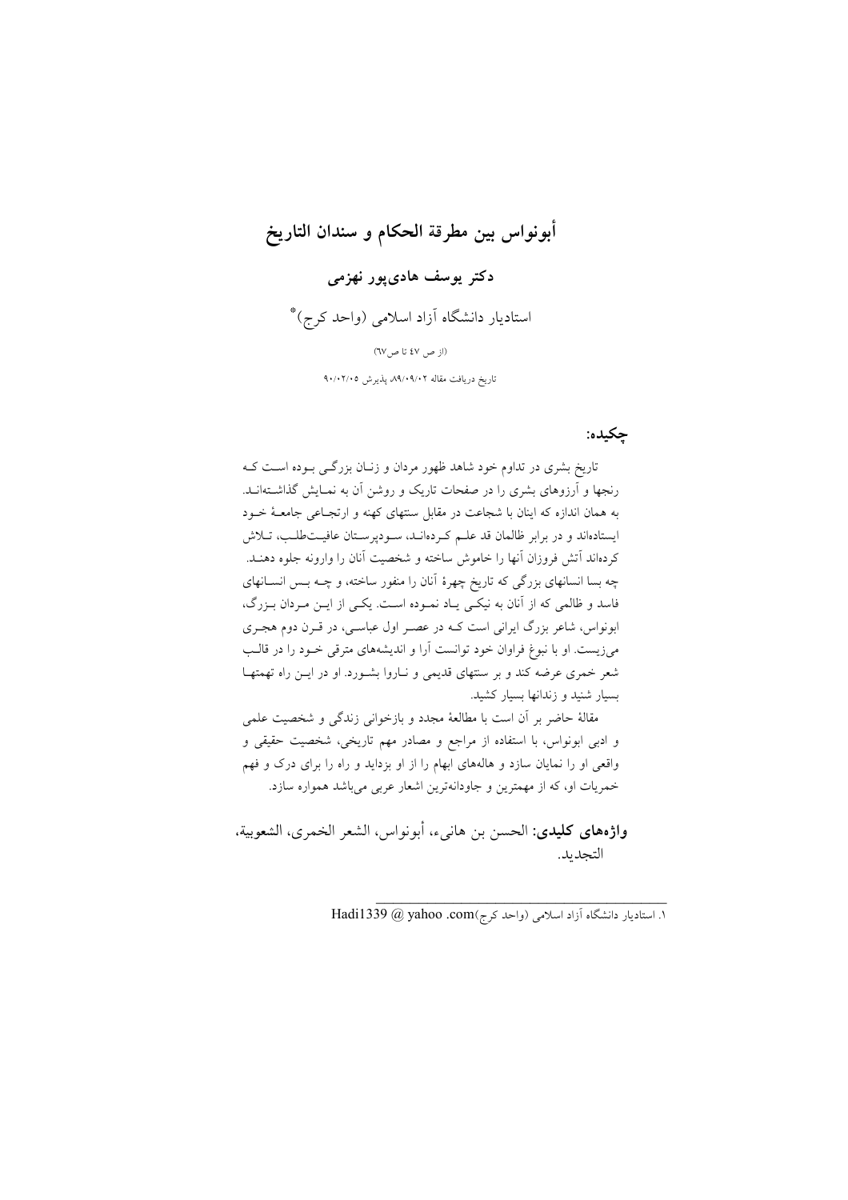# أبونواس بين مطرقة الحكام و سندان التاريخ

## دكتر يوسف هادی‌پور نهزمی

استادیار دانشگاه آزاد اسلامی (واحد کرج)*

(از ص ٤٧ تا ص٦٧)

تاریخ دریافت مقاله ٨٩/٠٩/٠٢، پذیرش ٩٠/٠٢/٠٥

### چکیده:

تاریخ بشری در تداوم خود شاهد ظهور مردان و زنان بزرگی بوده است که رنجها و آرزوهای بشری را در صفحات تاریک و روشن آن به نمایش گذاشته‌اند. به همان اندازه که اینان با شجاعت در مقابل سنتهای کهنه و ارتجاعی جامعهٔ خود ایستاده‌اند و در برابر ظالمان قد علم کرده‌اند، سودپرستان عافیت‌طلب، تلاش کرده‌اند آتش فروزان آنها را خاموش ساخته و شخصیت آنان را وارونه جلوه دهند. چه بسا انسانهای بزرگی که تاریخ چهرهٔ آنان را منفور ساخته، و چه بس انسانهای فاسد و ظالمی که از آنان به نیکی یاد نموده است. یکی از این مردان بزرگ، ابونواس، شاعر بزرگ ایرانی است که در عصر اول عباسی، در قرن دوم هجری می‌زیست. او با نبوغ فراوان خود توانست آرا و اندیشه‌های مترقی خود را در قالب شعر خمری عرضه کند و بر سنتهای قدیمی و ناروا بشورد. او در این راه تهمتها بسیار شنید و زندانها بسیار کشید.

مقالهٔ حاضر بر آن است با مطالعهٔ مجدد و بازخوانی زندگی و شخصیت علمی و ادبی ابونواس، با استفاده از مراجع و مصادر مهم تاریخی، شخصیت حقیقی و واقعی او را نمایان سازد و هاله‌های ابهام را از او بزداید و راه را برای درک و فهم خمریات او، که از مهمترین و جاودانه‌ترین اشعار عربی می‌باشد هموراه سازد.

**واژه‌های کلیدی:** الحسن بن هانیء، أبونواس، الشعر الخمری، الشعوبیة، التجدید.

---

۱. استادیار دانشگاه آزاد اسلامی (واحد کرج)Hadi1339 @ yahoo .com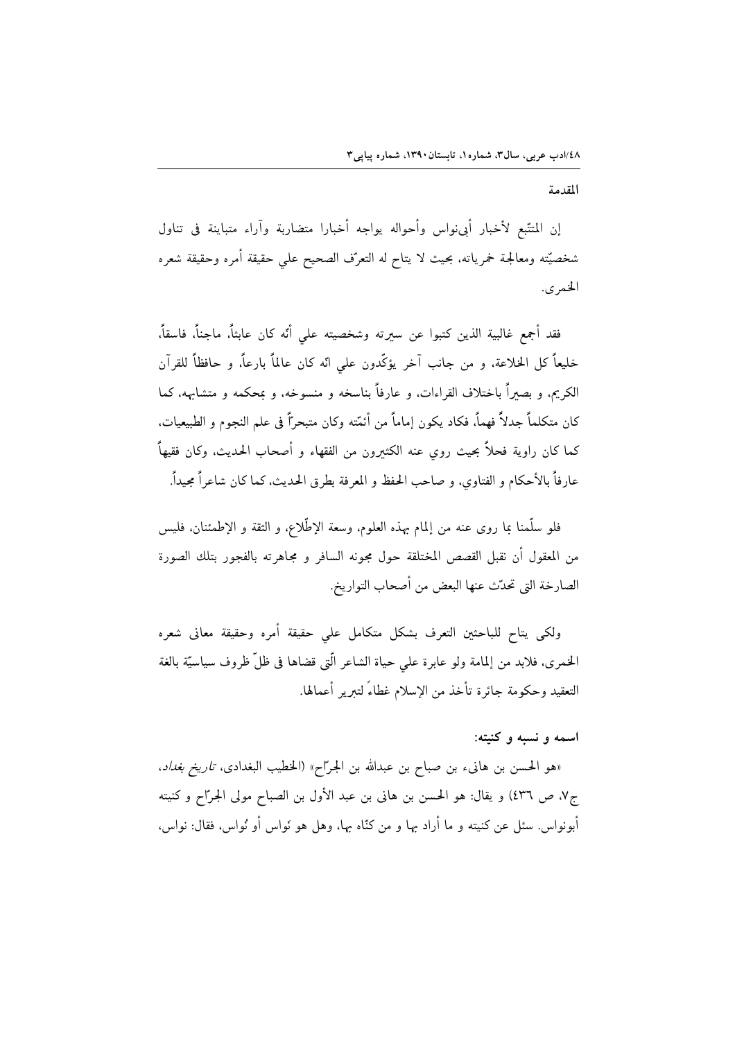## المقدمة

إن المتتّبع لأخبار أبي‌نواس وأحواله يواجه أخبارا متضاربة وآراء متباينة فى تناول شخصيّته ومعالجة خمرياته، بحيث لا يتاح له التعرّف الصحيح علي حقيقة أمره وحقيقة شعره الخمري.

فقد أجمع غالبية الذين كتبوا عن سيرته وشخصيته علي أنّه كان عابثاً، ماجناً، فاسقاً، خليعاً كل الخلاعة، و من جانب آخر يؤكّدون علي انه كان عالماً بارعاً، و حافظاً للقرآن الكريم، و بصيراً باختلاف القراءات، و عارفاً بناسخه و منسوخه، و بمحكمه و متشابهه، كما كان متكلماً جدلاً فهماً، فكاد يكون إماماً من أئمّته وكان متبحراً فى علم النجوم و الطبيعيات، كما كان راوية فحلاً بحيث روي عنه الكثيرون من الفقهاء و أصحاب الحديث، وكان فقيهاً عارفاً بالأحكام و الفتاوي، و صاحب الحفظ و المعرفة بطرق الحديث، كما كان شاعراً مجيداً.

فلو سلّمنا بما روى عنه من إلمام بهذه العلوم، وسعة الإطّلاع، و الثقة و الإطمئنان، فليس من المعقول أن نقبل القصص المختلقة حول مجونه السافر و مجاهرته بالفجور بتلك الصورة الصارخة التى تحدّث عنها البعض من أصحاب التواريخ.

ولكى يتاح للباحثين التعرف بشكل متكامل علي حقيقة أمره وحقيقة معانى شعره الخمرى، فلابد من إلمامة ولو عابرة علي حياة الشاعر الّتى قضاها فى ظلّ ظروف سياسيّة بالغة التعقيد وحكومة جائرة تأخذ من الإسلام غطاءً لتبرير أعمالها.

### اسمه و نسبه و كنيته:

«هو الحسن بن هانىء بن صباح بن عبدالله بن الجرّاح» (الخطيب البغدادى، *تاريخ بغداد*، ج٧، ص ٤٣٦) و يقال: هو الحسن بن هانى بن عبد الأول بن الصباح مولى الجرّاح و كنيته أبونواس. سئل عن كنيته و ما أراد بها و من كنّاه بها، وهل هو نُواس أو نُواس، فقال: نواس،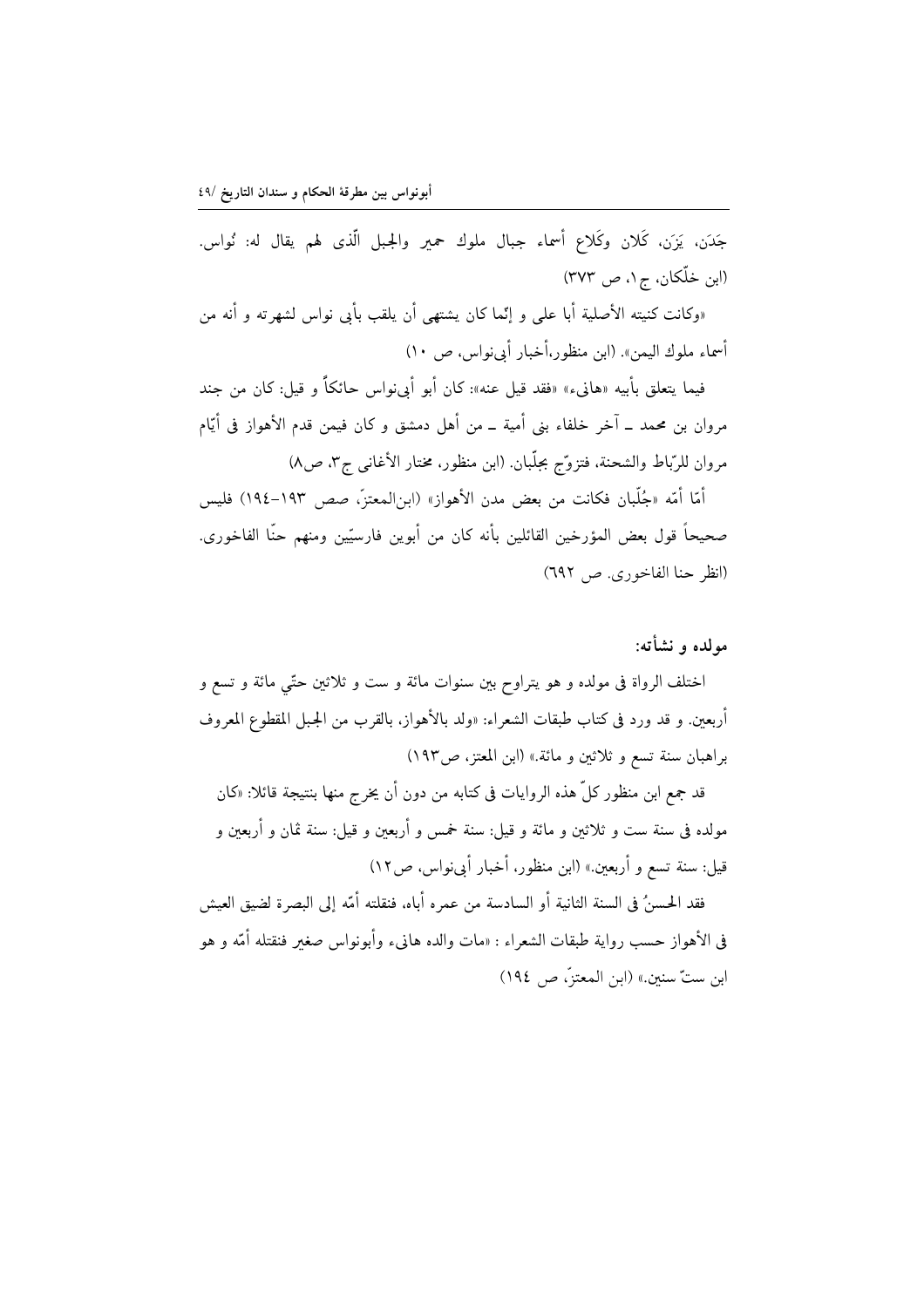جَدَن، يَزَن، كَلان وكَلاع أسماء جبال ملوك حمير والجبل الّذى لهم يقال له: نُواس. (ابن خلّكان، ج ١، ص ٣٧٣)

«وكانت كنيته الأصلية أبا على و إنّما كان يشتهى أن يلقب بأبى نواس لشهرته و أنه من أسماء ملوك اليمن». (ابن منظور،أخبار أبى‌نواس، ص ١٠)

فيما يتعلق بأبيه «هانىء» «فقد قيل عنه»: كان أبو أبى‌نواس حائكاً و قيل: كان من جند مروان بن محمد ـ آخر خلفاء بنى أمية ـ من أهل دمشق و كان فيمن قدم الأهواز فى أيّام مروان للرّباط والشحنة، فتزوّج بجلّبان. (ابن منظور، مختار الأغانى ج٣، ص٨)

أمّا أمّه «جُلّبان فكانت من بعض مدن الأهواز» (ابن‌المعتزّ، صص ١٩٣-١٩٤) فليس صحيحاً قول بعض المؤرخين القائلين بأنه كان من أبوين فارسيّين ومنهم حنّا الفاخورى. (انظر حنا الفاخورى. ص ٦٩٢)

### مولده و نشأته:

اختلف الرواة فى مولده و هو يتراوح بين سنوات مائة و ست و ثلاثين حتّي مائة و تسع و أربعين. و قد ورد فى كتاب طبقات الشعراء: «ولد بالأهواز، بالقرب من الجبل المقطوع المعروف براهبان سنة تسع و ثلاثين و مائة.» (ابن المعتز، ص١٩٣)

قد جمع ابن منظور كلّ هذه الروايات فى كتابه من دون أن يخرج منها بنتيجة قائلا: «كان مولده فى سنة ست و ثلاثين و مائة و قيل: سنة خمس و أربعين و قيل: سنة ثمان و أربعين و قيل: سنة تسع و أربعين.» (ابن منظور، أخبار أبى‌نواس، ص١٢)

فقد الحسنُ فى السنة الثانية أو السادسة من عمره أباه، فنقلته أمّه إلى البصرة لضيق العيش فى الأهواز حسب رواية طبقات الشعراء : «مات والده هانىء وأبونواس صغير فنقلته أمّه و هو ابن ستّ سنين.» (ابن المعتزّ، ص ١٩٤)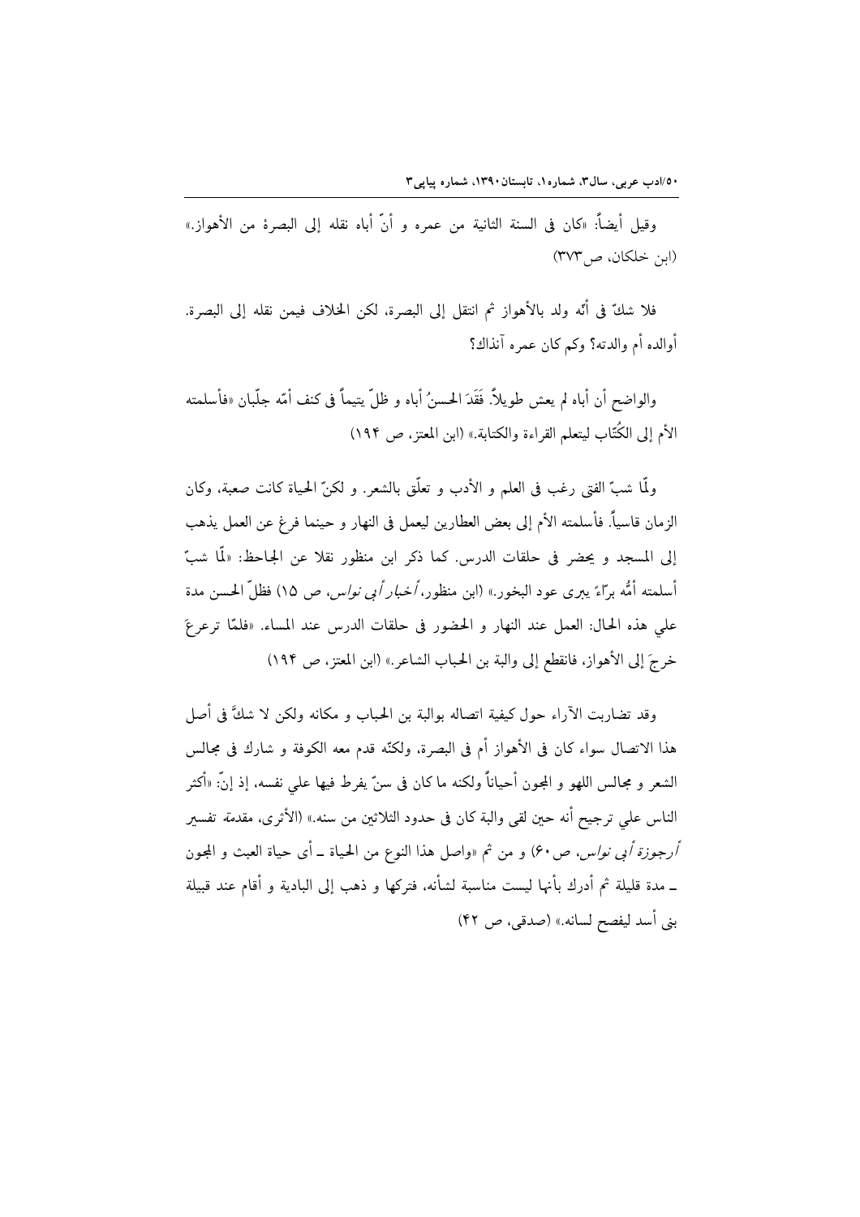وقيل أيضاً: «كان فى السنة الثانية من عمره و أنّ أباه نقله إلى البصرة من الأهواز.» (ابن خلكان، ص٣٧٣)

فلا شكّ فى أنّه ولد بالأهواز ثم انتقل إلى البصرة، لكن الخلاف فيمن نقله إلى البصرة. أوالده أم والدته؟ وكم كان عمره آنذاك؟

والواضح أن أباه لم يعش طويلاً. فَقَدَ الحسنُ أباه و ظلّ يتيماً فى كنف أمّه جلّبان «فأسلمته الأم إلى الكُتّاب ليتعلم القراءة والكتابة.» (ابن المعتز، ص ١٩٤)

ولّما شبّ الفتى رغب فى العلم و الأدب و تعلّق بالشعر. و لكنّ الحياة كانت صعبة، وكان الزمان قاسياً. فأسلمته الأم إلى بعض العطارين ليعمل فى النهار و حينما فرغ عن العمل يذهب إلى المسجد و يحضر فى حلقات الدرس. كما ذكر ابن منظور نقلا عن الجاحظ: «لّما شبّ أسلمته أمُّه برّاءً يبرى عود البخور.» (ابن منظور، *أخبار أبى نواس*، ص ١٥) فظلّ الحسن مدة علي هذه الحال: العمل عند النهار و الحضور فى حلقات الدرس عند المساء. «فلمّا ترعرعَ خرجَ إلى الأهواز، فانقطع إلى والبة بن الحباب الشاعر.» (ابن المعتز، ص ١٩٤)

وقد تضاربت الآراء حول كيفية اتصاله بوالبة بن الحباب و مكانه ولكن لا شكَّ فى أصل هذا الاتصال سواء كان فى الأهواز أم فى البصرة، ولكنّه قدم معه الكوفة و شارك فى مجالس الشعر و مجالس اللهو و المجون أحياناً ولكنه ما كان فى سنّ يفرط فيها علي نفسه، إذ إنّ: «أكثر الناس علي ترجيح أنه حين لقى والبة كان فى حدود الثلاثين من سنه.» (الأثرى، مقدمة *تفسير أرجوزة أبى نواس*، ص٦٠) و من ثم «واصل هذا النوع من الحياة ـ أى حياة العبث و المجون ـ مدة قليلة ثم أدرك بأنها ليست مناسبة لشأنه، فتركها و ذهب إلى البادية و أقام عند قبيلة بنى أسد ليفصح لسانه.» (صدقى، ص ٤٢)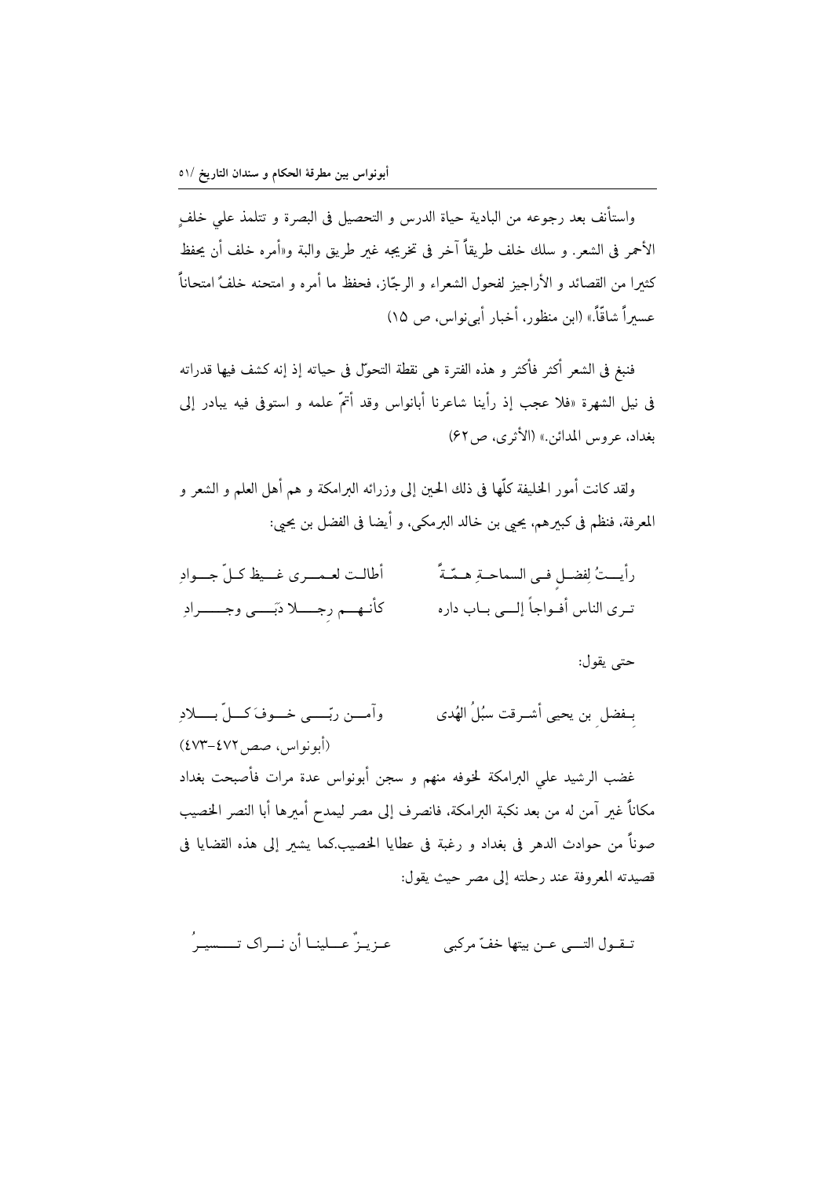واستأنف بعد رجوعه من البادية حياة الدرس و التحصيل فى البصرة و تتلمذ علي خلفٍ الأحمر فى الشعر. و سلك خلف طريقاً آخر فى تخريجه غير طريق والبة و«أمره خلف أن يحفظ كثيرا من القصائد و الأراجيز لفحول الشعراء و الرجّاز، فحفظ ما أمره و امتحنه خلفٌ امتحاناً عسيراً شاقّاً.» (ابن منظور، أخبار أبى‌نواس، ص ١٥)

فنبغ فى الشعر أكثر فأكثر و هذه الفترة هى نقطة التحوّل فى حياته إذ إنه كشف فيها قدراته فى نيل الشهرة «فلا عجب إذ رأينا شاعرنا أبانواس وقد أتمّ علمه و استوفى فيه يبادر إلى بغداد، عروس المدائن.» (الأثرى، ص٦٢)

ولقد كانت أمور الخليفة كلّها فى ذلك الحين إلى وزرائه البرامكة و هم أهل العلم و الشعر و المعرفة، فنظم فى كبيرهم، يحيى بن خالد البرمكى، و أيضا فى الفضل بن يحيى:

رأيتُ لِفضلٍ فى السماحةِ همّةً        أطالت لعمرى غيظ كلّ جوادِ
ترى الناس أفواجاً إلى باب داره        كأنهم رِجلا دَبىً وجرادِ

حتى يقول:

بفضلِ بن يحيى أشرقت سبُلُ الهُدى        وآمن ربّى خوفَ كلّ بلادِ
(أبونواس، صص٤٧٢-٤٧٣)

غضب الرشيد علي البرامكة لخوفه منهم و سجن أبونواس عدة مرات فأصبحت بغداد مكاناً غير آمن له من بعد نكبة البرامكة، فانصرف إلى مصر ليمدح أميرها أبا النصر الخصيب صوناً من حوادث الدهر فى بغداد و رغبة فى عطايا الخصيب.كما يشير إلى هذه القضايا فى قصيدته المعروفة عند رحلته إلى مصر حيث يقول:

تقول التى عن بيتها خفّ مركبى        عزيزٌ علينا أن نراك تسيرُ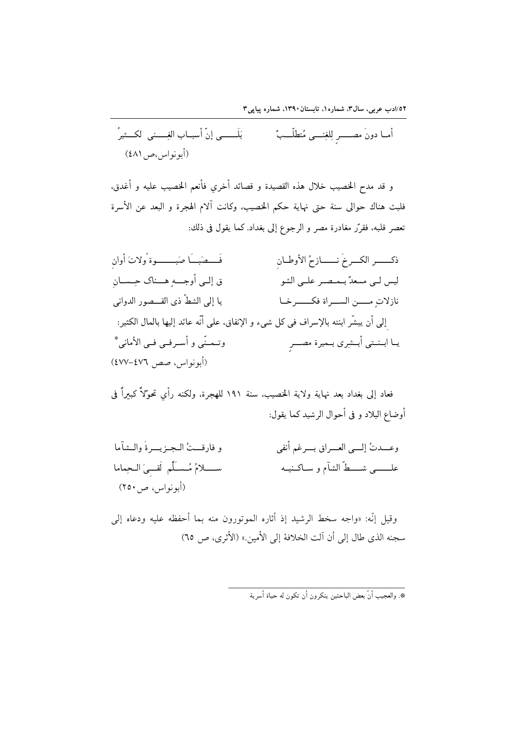أمـا دونَ مصـــرٍ لِلغِنـــى مُتطلّـــبٌ          بَلَـــى إنّ أسبـاب الغِــنى لكـــثيرُ

(أبونواس،ص ٤٨١)

و قد مدح الخصيب خلال هذه القصيدة و قصائد أخري فأنعم الخصيب عليه و أغدق، فلبث هناك حوالى سنة حتى نهاية حكم الخصيب، وكانت آلام الهجرة و البعد عن الأسرة تعصر قلبه، فقرّر مغادرة مصر و الرجوع إلى بغداد. كما يقول فى ذلك:

ذكـــر الكـــرخَ نــــازحُ الأوطـانِ          فَـــصَبَــا صَبـــــوةً ولاتَ أوانِ

ليس لـى مسعدٌ بـمـصـر علـى الشو          ق إلـى أوجـــهٍ هـــناك حِـسـانِ

نازلاتٍ مــــن الســـراة فكــــــرخـا          يا إلى الشطّ ذى القـــصور الدوانى

إلى أن يبشّر ابنته بالإسراف فى كل شيء و الإنفاق، على أنّه عائد إليها بالمال الكثير:

يـا ابـنـتى أبــشِرى بـميرة مصـــرٍ          وتـمــنّى و أسـرفـى فـى الأماني*

(أبونواس، صص ٤٧٦-٤٧٧)

فعاد إلى بغداد بعد نهاية ولاية الخصيب، سنة ١٩١ للهجرة، ولكنه رأي تحوّلاً كبيراً فى أوضاع البلاد و فى أحوال الرشيد كما يقول:

وعـــدتُ إلــى العـــراق بــرغم أنفى          و فارقـــتُ الـجـزيـــرةَ والـشآما

علـــــى شــــطّ الشآم و سـاكـنيـه          ســــلامُ مُـسـلِّم لَقــىَ الـحِماما

(أبونواس، ص٢٥٠)

وقيل إنّه: «واجه سخط الرشيد إذ أثاره الموتورون منه بما أحفظه عليه ودعاه إلى سجنه الذى طال إلى أن آلت الخلافة إلى الأمين.» (الأثرى، ص ٦٥)

---

*. والعجيب أنّ بعض الباحثين ينكرون أن تكون له حياة أسرية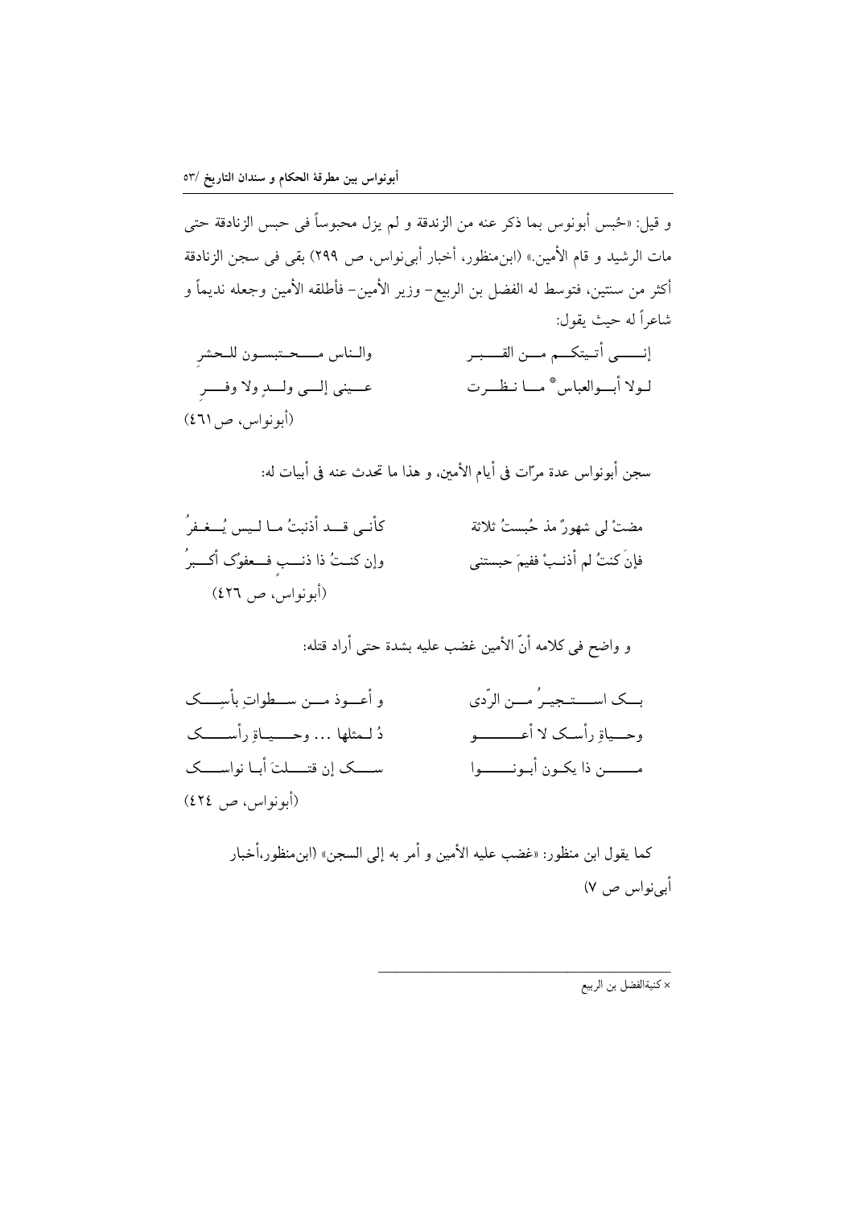و قيل: «حُبس أبونوس بما ذكر عنه من الزندقة و لم يزل محبوساً فى حبس الزنادقة حتى مات الرشيد و قام الأمين.» (ابن‌منظور، أخبار أبى‌نواس، ص ٢٩٩) بقى فى سجن الزنادقة أكثر من سنتين، فتوسط له الفضل بن الربيع- وزير الأمين- فأطلقه الأمين وجعله نديماً و شاعراً له حيث يقول:

إنــــى أتـيتكــم مـــن القـــبـر ــــ والـناس مـــحـتبسـون للحشرِ

لـولا أبـــوالعباس* مـــا نـظـــرت ــــ عـــينى إلـــى ولـــدٍ ولا وفـــرِ

(أبونواس، ص ٤٦١)

سجن أبونواس عدة مرّات فى أيام الأمين، و هذا ما تحدث عنه فى أبيات له:

مضتْ لى شهورٌ مذ حُبستُ ثلاثة ــــ كأنـى قـد أذنبتُ مـا ليس يُـغـفرُ

فإنَ كنتُ لم أذنـبْ ففيمَ حبستنى ــــ وإن كنـتُ ذا ذنـبٍ فـعفوُك أكـبرُ

(أبونواس، ص ٤٢٦)

و واضح فى كلامه أنّ الأمين غضب عليه بشدة حتى أراد قتله:

بــك اســـتجيرُ مـــن الرّدى ــــ و أعـــوذ مـــن ســطواتِ بأسِـــك

وحـــياةِ رأسـك لا أعـــــــو ــــ دُ لـمثلها ... وحـــيـاةِ رأســـك

مـــــن ذا يكـون أبـونــــوا ــــ ســـك إن قتـــلتَ أبـا نواســـك

(أبونواس، ص ٤٢٤)

كما يقول ابن منظور: «غضب عليه الأمين و أمر به إلى السجن» (ابن‌منظور،أخبار أبى‌نواس ص ٧)

---

× كنيةالفضل بن الربيع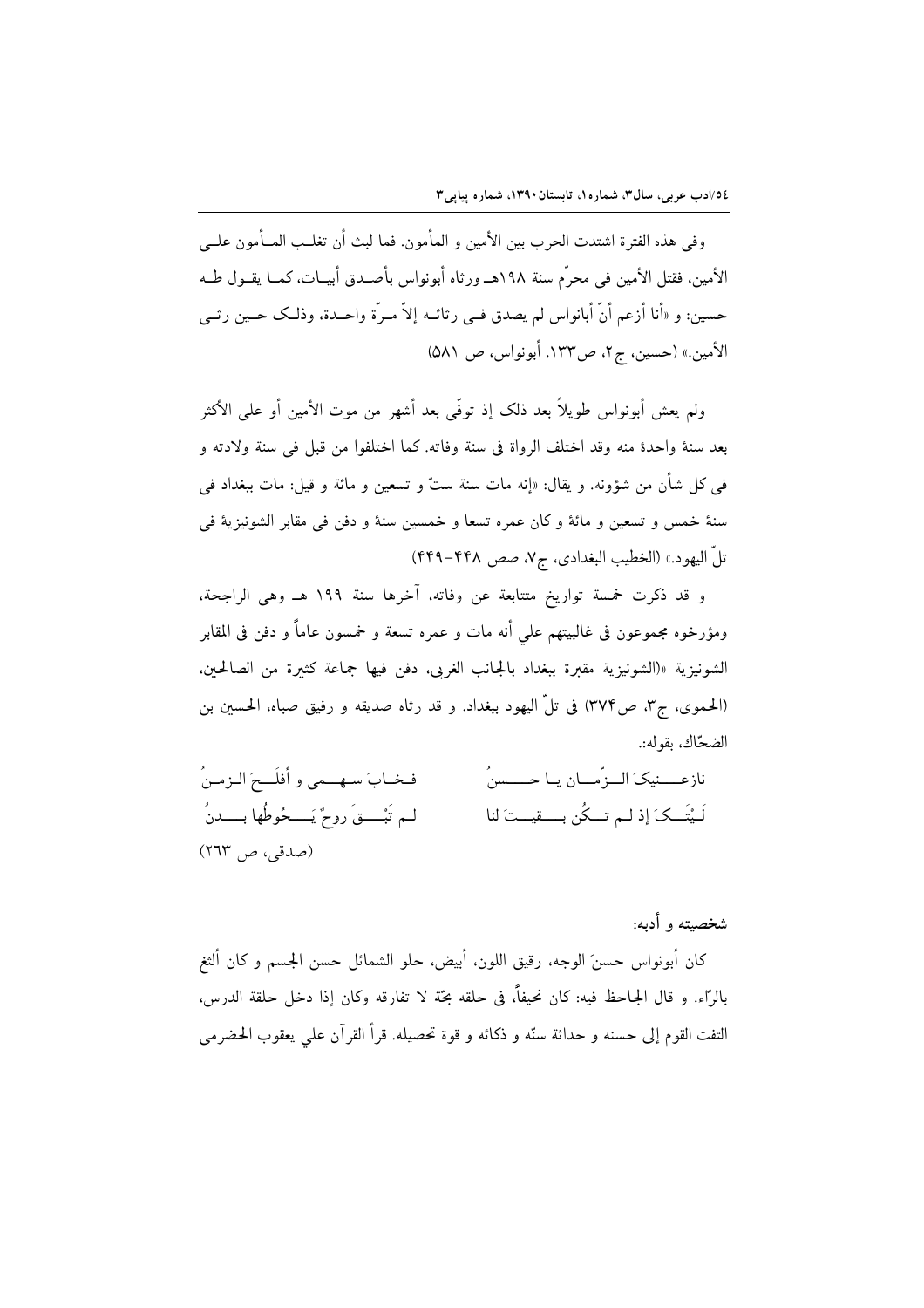وفي هذه الفترة اشتدت الحرب بين الأمين و المأمون. فما لبث أن تغلب المأمون على الأمين، فقتل الأمين في محرّم سنة ١٩٨هـ ورثاه أبونواس بأصدق أبيات، كما يقول طه حسين: و «أنا أزعم أنّ أبانواس لم يصدق في رثائه إلاّ مرّة واحدة، وذلك حين رثى الأمين.» (حسين، ج٢، ص١٣٣. أبونواس، ص ٥٨١)

ولم يعش أبونواس طويلاً بعد ذلك إذ توفّي بعد أشهر من موت الأمين أو على الأكثر بعد سنة واحدة منه وقد اختلف الرواة في سنة وفاته. كما اختلفوا من قبل في سنة ولادته و في كل شأن من شؤونه. و يقال: «إنه مات سنة ستّ و تسعين و مائة و قيل: مات ببغداد في سنة خمس و تسعين و مائة و كان عمره تسعا و خمسين سنة و دفن في مقابر الشونيزية في تلّ اليهود.» (الخطيب البغدادي، ج٧، صص ٤٤٨-٤٤٩)

و قد ذكرت خمسة تواريخ متتابعة عن وفاته، آخرها سنة ١٩٩ هـ وهي الراجحة، ومؤرخوه مجموعون في غالبيتهم علي أنه مات و عمره تسعة و خمسون عاماً و دفن في المقابر الشونيزية «(الشونيزية مقبرة ببغداد بالجانب الغربي، دفن فيها جماعة كثيرة من الصالحين، (الحموي، ج٣، ص٣٧٤) في تلّ اليهود ببغداد. و قد رثاه صديقه و رفيق صباه، الحسين بن الضحّاك، بقوله:.

نازعنيكَ الزّمان يا حسنُ &nbsp;&nbsp;&nbsp;&nbsp; فخابَ سهمي و أفلَحَ الزمنُ

لَيْتَكَ إذ لم تكُن بقيتَ لنا &nbsp;&nbsp;&nbsp;&nbsp; لم تَبْقَ روحٌ يَحُوطُها بدنُ

(صدقي، ص ٢٦٣)

**شخصيته و أدبه:**

كان أبونواس حسنَ الوجه، رقيق اللون، أبيض، حلو الشمائل حسن الجسم و كان ألثغ بالرّاء. و قال الجاحظ فيه: كان نحيفاً، في حلقه بحّة لا تفارقه وكان إذا دخل حلقة الدرس، التفت القوم إلى حسنه و حداثة سنّه و ذكائه و قوة تحصيله. قرأ القرآن علي يعقوب الحضرمي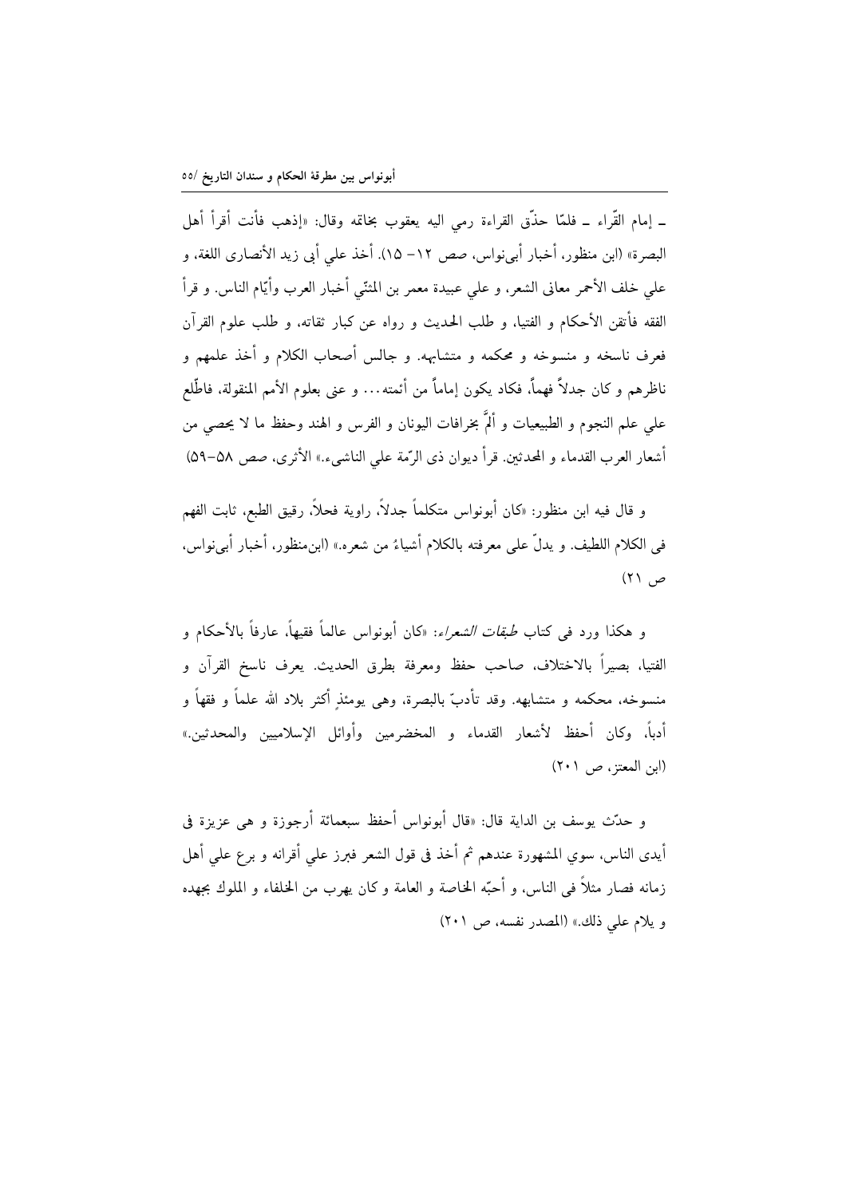ـ إمام القرّاء ـ فلمّا حذّق القراءة رمي اليه يعقوب بخاتمه وقال: «إذهب فأنت أقرأ أهل البصرة» (ابن منظور، أخبار أبی‌نواس، صص ١٢– ١٥). أخذ علي أبي زيد الأنصاری اللغة، و علي خلف الأحمر معانی الشعر، و علي عبيدة معمر بن المثنّي أخبار العرب وأيّام الناس. و قرأ الفقه فأتقن الأحكام و الفتيا، و طلب الحديث و رواه عن كبار ثقاته، و طلب علوم القرآن فعرف ناسخه و منسوخه و محكمه و متشابهه. و جالس أصحاب الكلام و أخذ علمهم و ناظرهم و كان جدلاً فهماً، فكاد يكون إماماً من أئمته... و عنی بعلوم الأمم المنقولة، فاطّلع علي علم النجوم و الطبيعيات و ألمَّ بخرافات اليونان و الفرس و الهند وحفظ ما لا يحصي من أشعار العرب القدماء و المحدثين. قرأ ديوان ذی الرّمة علي الناشیء.» الأثری، صص ٥٨–٥٩)

و قال فيه ابن منظور: «كان أبونواس متكلماً جدلاً، راوية فحلاً، رقيق الطبع، ثابت الفهم فی الكلام اللطيف. و يدلّ علی معرفته بالكلام أشياءُ من شعره.» (ابن‌منظور، أخبار أبی‌نواس، ص ٢١)

و هكذا ورد فی كتاب *طبقات الشعراء*: «كان أبونواس عالماً فقيهاً، عارفاً بالأحكام و الفتيا، بصيراً بالاختلاف، صاحب حفظ ومعرفة بطرق الحديث. يعرف ناسخ القرآن و منسوخه، محكمه و متشابهه. وقد تأدبّ بالبصرة، وهی يومئذٍ أكثر بلاد الله علماً و فقهاً و أدباً، وكان أحفظ لأشعار القدماء و المخضرمين وأوائل الإسلاميين والمحدثين.» (ابن المعتز، ص ٢٠١)

و حدّث يوسف بن الداية قال: «قال أبونواس أحفظ سبعمائة أرجوزة و هی عزيزة فی أيدی الناس، سوي المشهورة عندهم ثم أخذ فی قول الشعر فبرز علي أقرانه و برع علي أهل زمانه فصار مثلاً فی الناس، و أحبّه الخاصة و العامة و كان يهرب من الخلفاء و الملوك بجهده و يلام علي ذلك.» (المصدر نفسه، ص ٢٠١)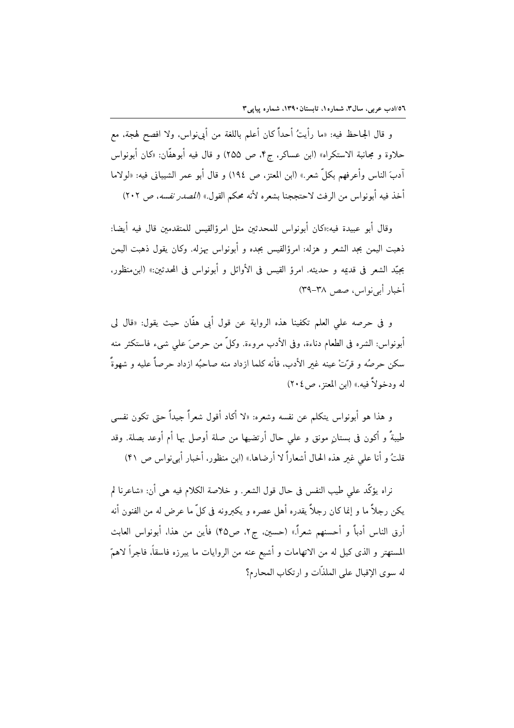و قال الجاحظ فيه: «ما رأيتُ أحداً كان أعلم باللغة من أبي‌نواس، ولا افصح لهجة، مع حلاوة و مجانبة الاستكراه» (ابن عساكر، ج۴، ص ۲۵۵) و قال فيه أبوهفّان: «كان أبونواس آدبَ الناس وأعرفهم بكلّ شعر.» (ابن المعتز، ص ١٩٤) و قال أبو عمر الشيباني فيه: «لولاما أخذ فيه أبونواس من الرفث لاحتججنا بشعره لأنه محكم القول.» (*المصدر نفسه*، ص ٢٠٢)

وقال أبو عبيدة فيه:«كان أبونواس للمحدثين مثل امرؤالقيس للمتقدمين قال فيه أيضا: ذهبت اليمن بجد الشعر و هزله: امرؤالقيس بجده و أبونواس بهزله. وكان يقول ذهبت اليمن بجيّد الشعر في قديمه و حديثه. امرؤ القيس في الأوائل و أبونواس في المحدثين:» (ابن‌منظور، أخبار أبي‌نواس، صص ۳۸-۳۹)

و في حرصه علي العلم تكفينا هذه الرواية عن قول أبي هفّان حيث يقول: «قال لي أبونواس: الشره في الطعام دناءة، وفي الأدب مروءة. وكلّ من حرصَ علي شيء فاستكثر منه سكن حرصُه و قرّتْ عينه غير الأدب، فأنه كلما ازداد منه صاحبُه ازداد حرصاً عليه و شهوةً له ودخولاً فيه.» (ابن المعتز، ص٢٠٤)

و هذا هو أبونواس يتكلم عن نفسه وشعره: «لا أكاد أقول شعراً جيداً حتى تكون نفسي طيبةً و أكون في بستانٍ مونق و علي حال أرتضيها من صلة أوصل بها أم أوعد بصلة. وقد قلتُ و أنا علي غير هذه الحال أشعاراً لا أرضاها.» (ابن منظور، أخبار أبي‌نواس ص ۴۱)

نراه يؤكّد علي طيب النفس في حال قول الشعر. و خلاصة الكلام فيه هي أن: «شاعرنا لم يكن رجلاً ما و إنما كان رجلاً يقدره أهل عصره و يكبرونه في كلّ ما عرض له من الفنون أنه أرق الناس أدباً و أحسنهم شعراً.» (حسين، ج۲، ص۴۵) فأين من هذا، أبونواس العابث المستهتر و الذي كيل له من الاتهامات و أشيع عنه من الروايات ما يبرزه فاسقاً، فاجراً لاهمّ له سوى الإقبال على الملذّات و ارتكاب المحارم؟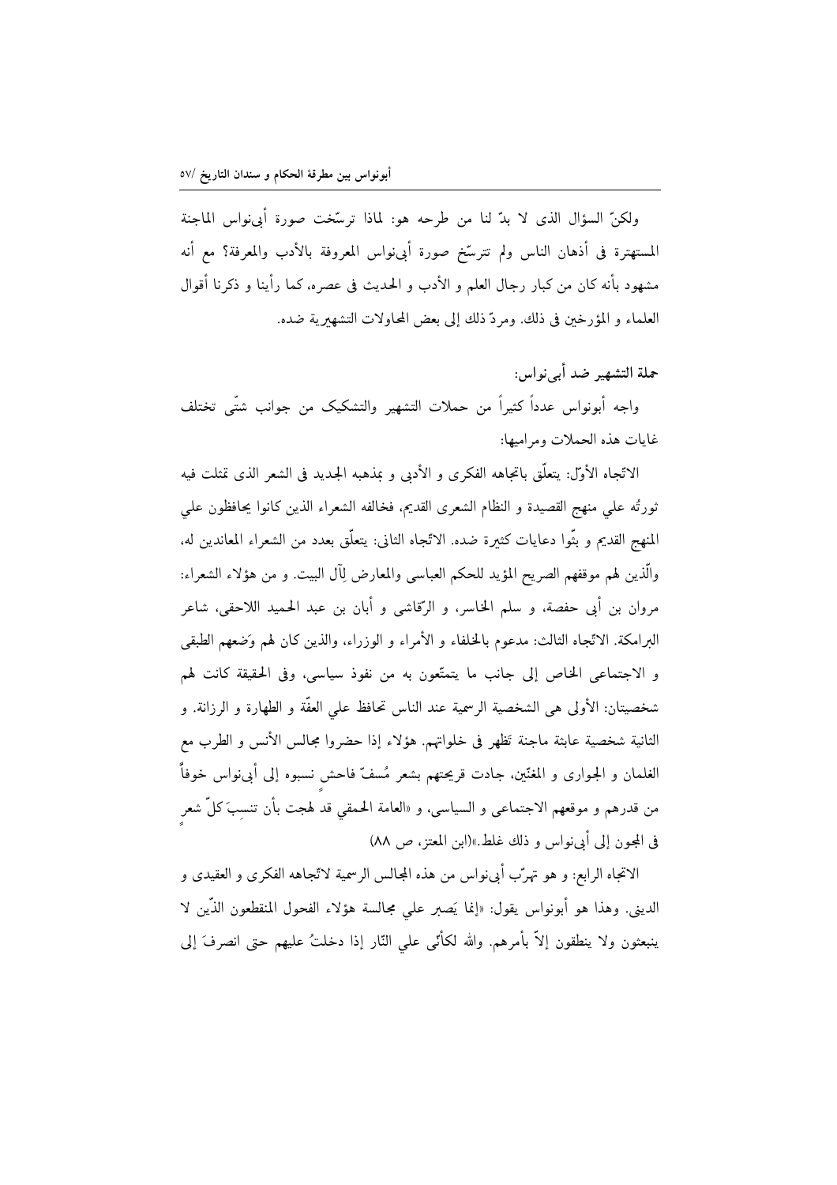ولكنّ السؤال الذى لا بدّ لنا من طرحه هو: لماذا ترسّخت صورة أبى‌نواس الماجنة المستهترة فى أذهان الناس ولم تترسّخ صورة أبى‌نواس المعروفة بالأدب والمعرفة؟ مع أنه مشهود بأنه كان من كبار رجال العلم و الأدب و الحديث فى عصره، كما رأينا و ذكرنا أقوال العلماء و المؤرخين فى ذلك. ومردّ ذلك إلى بعض المحاولات التشهيرية ضده.

**حملة التشهير ضد أبى‌نواس:**

واجه أبونواس عدداً كثيراً من حملات التشهير والتشكيک من جوانب شتّى تختلف غايات هذه الحملات ومراميها:

الاتّجاه الأوّل: يتعلّق باتجاهه الفكرى و الأدبى و بمذهبه الجديد فى الشعر الذى تمثلت فيه ثورتُه علي منهج القصيدة و النظام الشعرى القديم، فخالفه الشعراء الذين كانوا يحافظون علي المنهج القديم و بثّوا دعايات كثيرة ضده. الاتّجاه الثانى: يتعلّق بعدد من الشعراء المعاندين له، والّذين لهم موقفهم الصريح المؤيد للحكم العباسى والمعارض لِآل البيت. و من هؤلاء الشعراء: مروان بن أبى حفصة، و سلم الخاسر، و الرّقاشى و أبان بن عبد الحميد اللاحقى، شاعر البرامكة. الاتّجاه الثالث: مدعوم بالخلفاء و الأمراء و الوزراء، والذين كان لهم وَضعهم الطبقى و الاجتماعى الخاص إلى جانب ما يتمتّعون به من نفوذ سياسى، وفى الحقيقة كانت لهم شخصيتان: الأولى هى الشخصية الرسمية عند الناس تحافظ علي العفّة و الطهارة و الرزانة. و الثانية شخصية عابثة ماجنة تَظهر فى خلواتهم. هؤلاء إذا حضروا مجالس الأنس و الطرب مع الغلمان و الجوارى و المغنّين، جادت قريحتهم بشعر مُسفٍّ فاحشٍ نسبوه إلى أبى‌نواس خوفاً من قدرهم و موقعهم الاجتماعى و السياسى، و «العامة الحمقي قد لهجت بأن تنسبَ كلَّ شعرٍ فى المجون إلى أبى‌نواس و ذلك غلط.»(ابن المعتز، ص ۸۸)

الاتجاه الرابع: و هو تهرّب أبى‌نواس من هذه المجالس الرسمية لاتّجاهه الفكرى و العقيدى و الدينى. وهذا هو أبونواس يقول: «إنما يَصبر علي مجالسة هؤلاء الفحول المنقطعون الذّين لا ينبعثون ولا ينطقون إلاّ بأمرهم. والله لكأنّى علي النّار إذا دخلتُ عليهم حتى انصرفَ إلى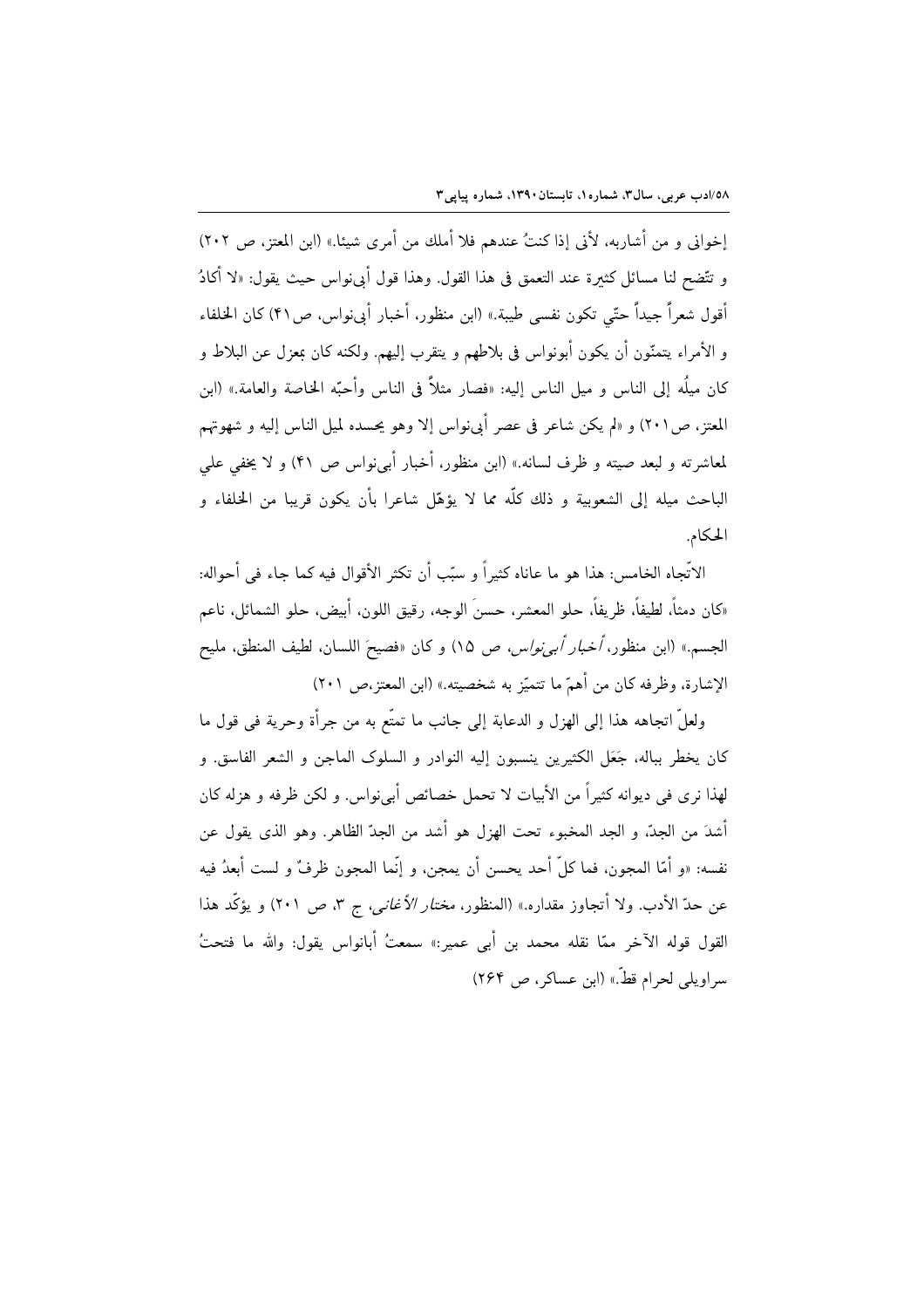إخواني و من أشاربه، لأني إذا كنتُ عندهم فلا أملك من أمري شيئا.» (ابن المعتز، ص ٢٠٢) و تتّضح لنا مسائل كثيرة عند التعمق في هذا القول. وهذا قول أبي‌نواس حيث يقول: «لا أكادُ أقول شعراً جيداً حتّي تكون نفسي طيبة.» (ابن منظور، أخبار أبي‌نواس، ص٤١) كان الخلفاء و الأمراء يتمنّون أن يكون أبونواس في بلاطهم و يتقرب إليهم. ولكنه كان بمعزل عن البلاط و كان ميلُه إلى الناس و ميل الناس إليه: «فصار مثلاً في الناس وأحبّه الخاصة والعامة.» (ابن المعتز، ص٢٠١) و «لم يكن شاعر في عصر أبي‌نواس إلا وهو يحسده لميل الناس إليه و شهوتهم لمعاشرته و لبعد صيته و ظرف لسانه.» (ابن منظور، أخبار أبي‌نواس ص ٤١) و لا يخفي علي الباحث ميله إلى الشعوبية و ذلك كلّه مما لا يؤهّل شاعرا بأن يكون قريبا من الخلفاء و الحكام.

الاتّجاه الخامس: هذا هو ما عاناه كثيراً و سبّب أن تكثر الأقوال فيه كما جاء في أحواله: «كان دمثاً، لطيفاً، ظريفاً، حلو المعشر، حسنَ الوجه، رقيق اللون، أبيض، حلو الشمائل، ناعم الجسم.» (ابن منظور، *أخبار أبي‌نواس*، ص ١٥) و كان «فصيحَ اللسان، لطيف المنطق، مليح الإشارة، وظرفه كان من أهمّ ما تتميّز به شخصيته.» (ابن المعتز،ص ٢٠١)

ولعلّ اتجاهه هذا إلى الهزل و الدعابة إلى جانب ما تمتّع به من جرأة وحرية في قول ما كان يخطر بباله، جَعَل الكثيرين ينسبون إليه النوادر و السلوك الماجن و الشعر الفاسق. و لهذا نرى في ديوانه كثيراً من الأبيات لا تحمل خصائص أبي‌نواس. و لكن ظرفه و هزله كان أشدَ من الجدّ، و الجد المخبوء تحت الهزل هو أشد من الجدّ الظاهر. وهو الذى يقول عن نفسه: «و أمّا المجون، فما كلّ أحد يحسن أن يمجن، و إنّما المجون ظرفٌ و لست أبعدُ فيه عن حدّ الأدب. ولا أتجاوز مقداره.» (المنظور، *مختار الأغاني*، ج ٣، ص ٢٠١) و يؤكّد هذا القول قوله الآخر ممّا نقله محمد بن أبي عمير:» سمعتُ أبانواس يقول: والله ما فتحتُ سراويلي لحرام قطّ.» (ابن عساكر، ص ٢٦٤)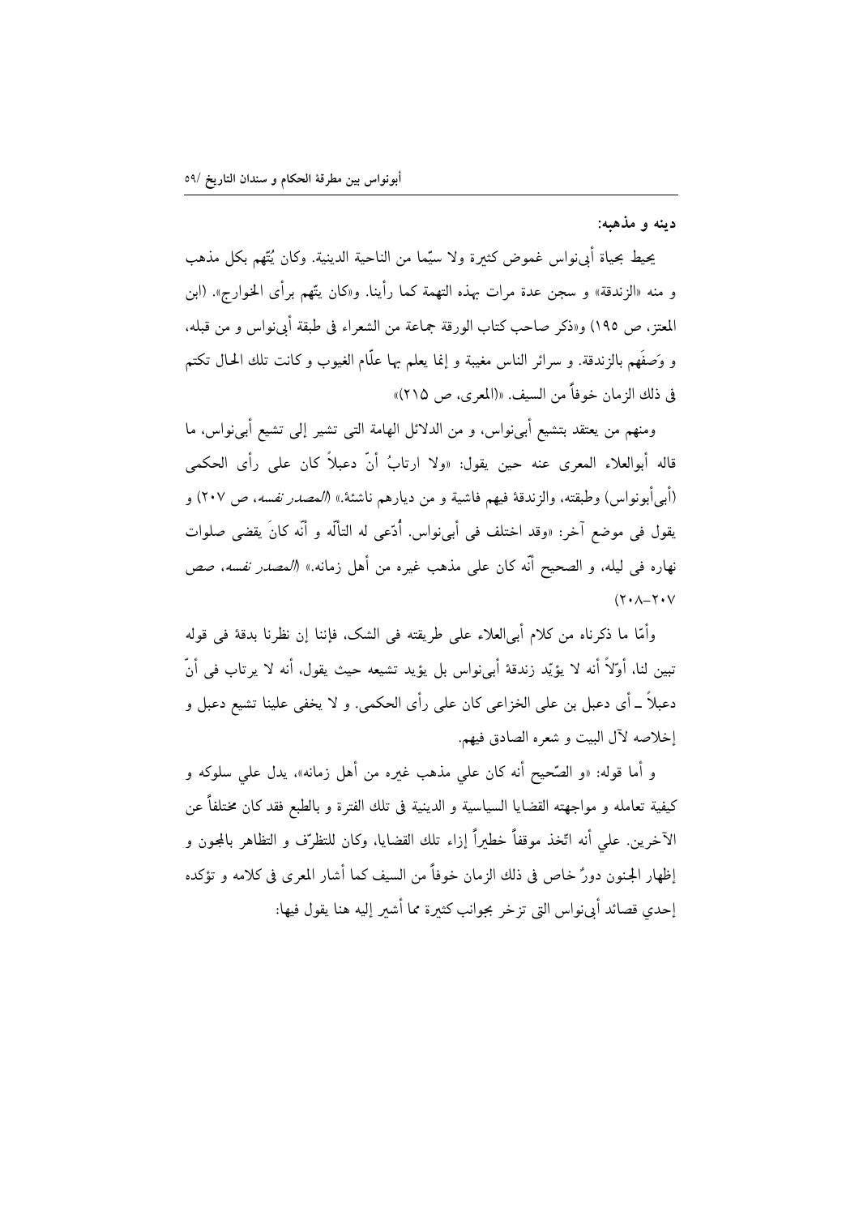**دينه و مذهبه:**

يحيط بحياة أبي‌نواس غموض كثيرة ولا سيّما من الناحية الدينية. وكان يُتّهم بكل مذهب و منه «الزندقة» و سجن عدة مرات بهذه التهمة كما رأينا. و«كان يتّهم برأى الخوارج». (ابن المعتز، ص ١٩٥) و«ذكر صاحب كتاب الورقة جماعة من الشعراء فى طبقة أبي‌نواس و من قبله، و وَصفَهم بالزندقة. و سرائر الناس مغيبة و إنما يعلم بها علّام الغيوب و كانت تلك الحال تكتم فى ذلك الزمان خوفاً من السيف. «(المعرى، ص ٢١٥)»

ومنهم من يعتقد بتشيع أبي‌نواس، و من الدلائل الهامة التى تشير إلى تشيع أبي‌نواس، ما قاله أبوالعلاء المعرى عنه حين يقول: «ولا ارتابُ أنّ دعبلاً كان على رأى الحكمى (أبي‌أبونواس) وطبقته، والزندقة فيهم فاشية و من ديارهم ناشئة.» (*المصدر نفسه*، ص ٢٠٧) و يقول في موضع آخر: «وقد اختلف فى أبي‌نواس. أُدّعى له التألّه و أنّه كانَ يقضى صلوات نهاره في ليله، و الصحيح أنّه كان على مذهب غيره من أهل زمانه.» (*المصدر نفسه*، صص ٢٠٧–٢٠٨)

وأمّا ما ذكرناه من كلام أبي‌العلاء على طريقته فى الشک، فإننا إن نظرنا بدقة فى قوله تبين لنا، أوّلاً أنه لا يؤيّد زندقة أبي‌نواس بل يؤيد تشيعه حيث يقول، أنه لا يرتاب فى أنّ دعبلاً ــ أى دعبل بن على الخزاعى كان على رأى الحكمى. و لا يخفى علينا تشيع دعبل و إخلاصه لآل البيت و شعره الصادق فيهم.

و أما قوله: «و الصّحيح أنه كان علي مذهب غيره من أهل زمانه»، يدل علي سلوكه و كيفية تعامله و مواجهته القضايا السياسية و الدينية فى تلك الفترة و بالطبع فقد كان مختلفاً عن الآخرين. علي أنه اتّخذ موقفاً خطيراً إزاء تلك القضايا، وكان للتظرّف و التظاهر بالمجون و إظهار الجنون دورٌ خاص فى ذلك الزمان خوفاً من السيف كما أشار المعرى فى كلامه و تؤكده إحدي قصائد أبي‌نواس التى تزخر بجوانب كثيرة مما أشير إليه هنا يقول فيها: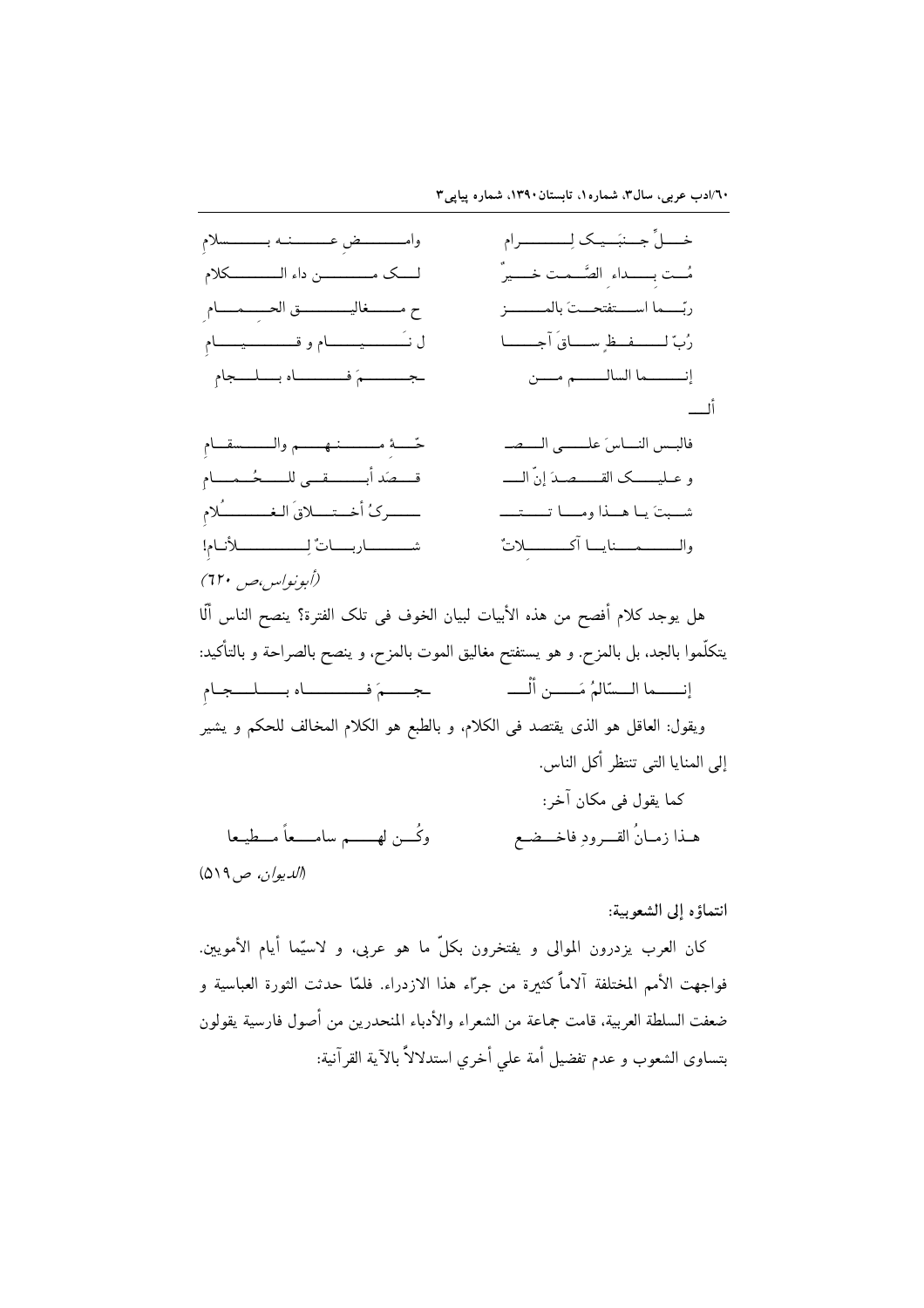خــــلِّ جــنبَــيــک لِـــــــــرام    وامــــــــضِ عــــــنــه بــــــسلامِ

مُــت بـــــداء الصَّـــمت خــــيرٌ    لـــک مــــــــــن داء الـــــــــکلام

ربّــــما اســــتفتحـــتَ بالمــــــز    ح مـــــغاليــــــــق الحــــــمـــامِ

رُبّ لـــــفـــظٍ ســـاقَ آجــــــا    ل نـَــــــيـــــام و قـــــــيــــــامِ

إنـــــــما السالــــــم مــــن    أْلـــ ـجـــــــمَ فـــــــــاه بـــلـــجام

فالبـس النـــاسَ علـــى الـــصـ    حّـــــةِ مـــــنـهــم والـــــسقـــامِ

و عـليــــک القـــــصدَ إنّ الـــ    قـــصَد أبـــــقـى للـــجُـمـــامِ

شـبتَ يـا هـذا ومـــا تــــتـــ    ــــرکُ أخــتـــلاقَ الـغــــــُلامِ

والــــــمــــنايـــا آکـــــــــلاتٌ    شـــــــاربـــاتٌ لِــــــــلأنـام!

(أبونواس،ص ٦٢٠)

هل يوجد كلام أفصح من هذه الأبيات لبيان الخوف فى تلك الفترة؟ ينصح الناس ألّا يتكلّموا بالجد، بل بالمزح. و هو يستفتح مغاليق الموت بالمزح، و ينصح بالصراحة و بالتأكيد:

إنــــما الــسّالمُ مَـــــن أْلـــ    ـجـــمَ فــــــاه بــــلــجـامِ

ويقول: العاقل هو الذى يقتصد فى الكلام، و بالطبع هو الكلام المخالف للحكم و يشير إلى المنايا التى تنتظر أكل الناس.

كما يقول فى مكان آخر:

هـذا زمـانُ القــرودِ فاخــضـع    وكُــن لهـــم سامـــعاً مـطيـعا

(الديوان، ص٥١٩)

**انتماؤه إلى الشعوبية:**

كان العرب يزدرون الموالى و يفتخرون بكلّ ما هو عربى، و لاسيّما أيام الأمويين. فواجهت الأمم المختلفة آلاماً كثيرة من جرّاء هذا الازدراء. فلمّا حدثت الثورة العباسية و ضعفت السلطة العربية، قامت جماعة من الشعراء والأدباء المنحدرين من أصول فارسية يقولون بتساوى الشعوب و عدم تفضيل أمة علي أخري استدلالاً بالآية القرآنية: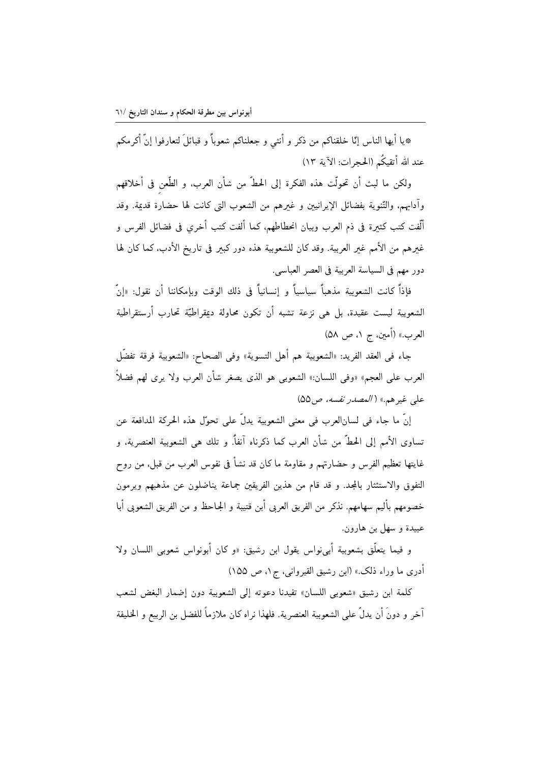*يا أيها الناس إنّا خلقناكم من ذكر و أنثي و جعلناكم شعوباً و قبائلَ لتعارفوا إنّ أكرمكم عند الله أتقيكُم (الحجرات: الآية ١٣)

ولكن ما لبث أن تحولّت هذه الفكرة إلى الحطّ من شأن العرب، و الطّعن في أخلاقهم وآدابهم، والتّنوية بفضائل الإيرانيين و غيرهم من الشعوب التي كانت لها حضارة قديمة. وقد ألّفت كتب كثيرة في ذم العرب وبيان انحطاطهم، كما ألفت كتب أخري في فضائل الفرس و غيرهم من الأمم غير العربية. وقد كان للشعوبية هذه دور كبير في تاريخ الأدب، كما كان لها دور مهم في السياسة العربية في العصر العباسي.

فإذاً كانت الشعوبية مذهباً سياسياً و إنسانياً في ذلك الوقت وبإمكاننا أن نقول: «إنّ الشعوبية ليست عقيدة، بل هي نزعة تشبه أن تكون محاولة ديمقراطيّة تحارب أرستقراطية العرب.» (أمين، ج ۱، ص ٥٨)

جاء في العقد الفريد: «الشعوبية هم أهل التسوية» وفي الصحاح: «الشعوبية فرقة تفضّل العرب على العجم» «وفي اللسان:» الشعوبي هو الذي يصغر شأن العرب ولا يرى لهم فضلاً على غيرهم.» (*المصدر نفسه، ص*٥٥)

إنّ ما جاء في لسانالعرب في معنى الشعوبية يدلّ على تحوّل هذه الحركة المدافعة عن تساوى الأمم إلى الحطّ من شأن العرب كما ذكرناه آنفاً. و تلك هي الشعوبية العنصرية، و غايتها تعظيم الفرس و حضارتهم و مقاومة ما كان قد نشأ في نفوس العرب من قبل، من روح التفوق والاستئثار بالمجد. و قد قام من هذين الفريقين جماعة يناضلون عن مذهبهم ويرمون خصومهم بأليم سهامهم. نذكر من الفريق العربي أبن قتيبة و الجاحظ و من الفريق الشعوبي أبا عبيدة و سهل بن هارون.

و فيما يتعلّق بشعوبية أبينواس يقول ابن رشيق: «و كان أبونواس شعوبي اللسان ولا أدرى ما وراء ذلک.» (ابن رشيق القيرواني، ج۱، ص ١٥٥)

كلمة ابن رشيق «شعوبي اللسان» تفيدنا دعوته إلى الشعوبية دون إضمار البغض لشعب آخر و دونَ أن يدلّ على الشعوبية العنصرية. فلهذا نراه كان ملازماً للفضل بن الربيع و الخليفة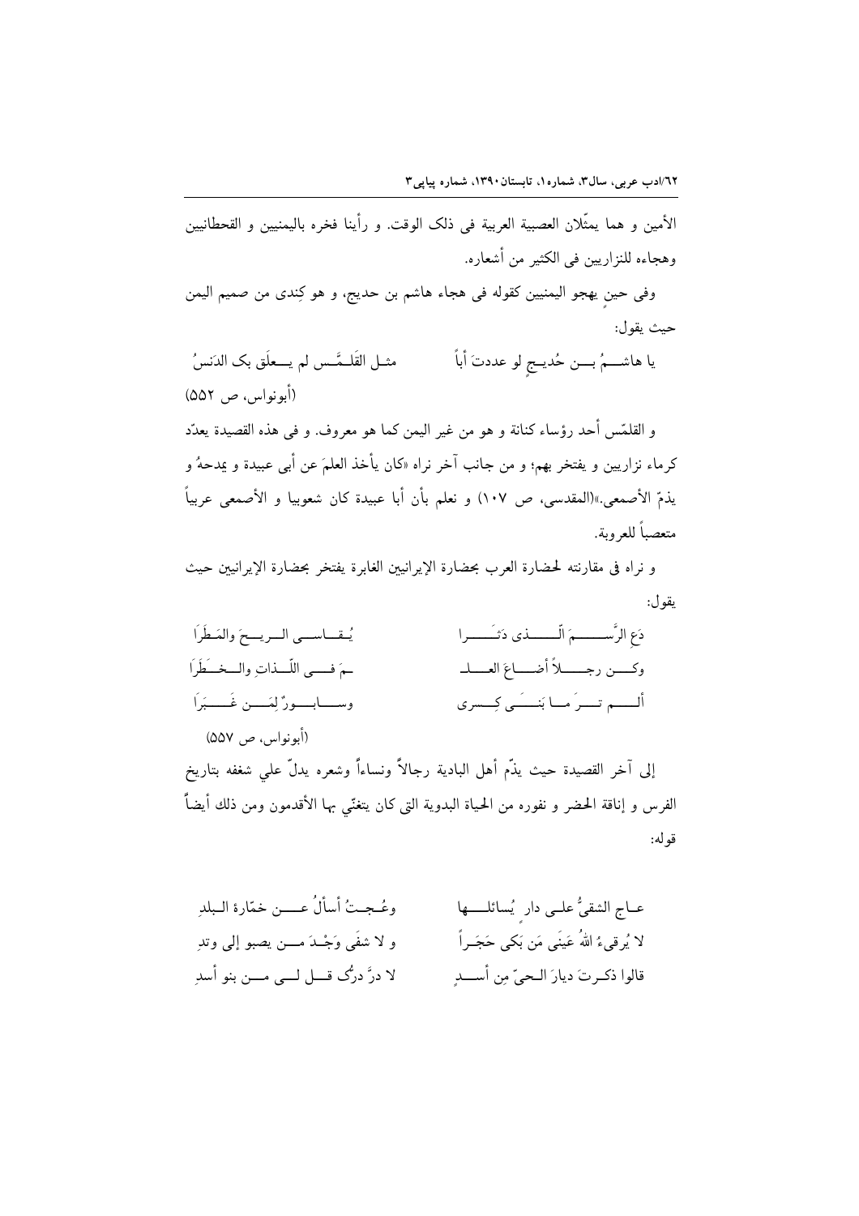الأمين و هما يمثّلان العصبية العربية فی ذلک الوقت. و رأينا فخره باليمنيين و القحطانيين وهجاءه للنزاريين فی الكثير من أشعاره.

وفی حين يهجو اليمنيين كقوله فی هجاء هاشم بن حديج، و هو كِندی من صميم اليمن حيث يقول:

يا هاشـمُ بـن حُديـجٍ لو عددتَ أباً &nbsp;&nbsp;&nbsp;&nbsp; مثـل القَلَـمَّس لم يـعلَق بک الدَنسُ

(أبونواس، ص ۵۵۲)

و القلمّس أحد رؤساء كنانة و هو من غير اليمن كما هو معروف. و فی هذه القصيدة يعدّد كرماء نزاريين و يفتخر بهم؛ و من جانب آخر نراه «كان يأخذ العلمَ عن أبی عبيدة و يمدحهُ و يذمّ الأصمعی.»(المقدسی، ص ۱۰۷) و نعلم بأن أبا عبيدة كان شعوبيا و الأصمعی عربياً متعصباً للعروبة.

و نراه فی مقارنته لحضارة العرب بحضارة الإيرانيين الغابرة يفتخر بحضارة الإيرانيين حيث يقول:

دَعِ الرَّسـمَ الّـذی دَثَـرا &nbsp;&nbsp;&nbsp;&nbsp; يُـقـاسـی الـريـحَ والمَطَرَا

وكـن رجـلاً أضـاعَ العـلـ &nbsp;&nbsp;&nbsp;&nbsp; ـمَ فـی اللّـذاتِ والـخـَطَرَا

ألـم تـرَ مـا بَنـَی كِـسری &nbsp;&nbsp;&nbsp;&nbsp; وسـابـورٌ لِمَـن غَـبَرَا

(أبونواس، ص ۵۵۷)

إلی آخر القصيدة حيث يذّم أهل البادية رجالاً ونساءاً وشعره يدلّ علی شغفه بتاريخ الفرس و إناقة الحضر و نفوره من الحياة البدوية التی كان يتغنّی بها الأقدمون ومن ذلک أيضاً قوله:

عـاج الشقیُّ علـی دار يُسائلـها &nbsp;&nbsp;&nbsp;&nbsp; وعُـجـتُ أسألُ عـن خمّارة الـبلدِ

لا يُرقیءُ اللهُ عَينَی مَن بَكی حَجَـراً &nbsp;&nbsp;&nbsp;&nbsp; و لا شفَی وَجْـدَ مـن يصبو إلی وتدِ

قالوا ذكـرتَ ديارَ الـحیّ مِن أسـدٍ &nbsp;&nbsp;&nbsp;&nbsp; لا درَّ درُّک قـل لـی مـن بنو أسدِ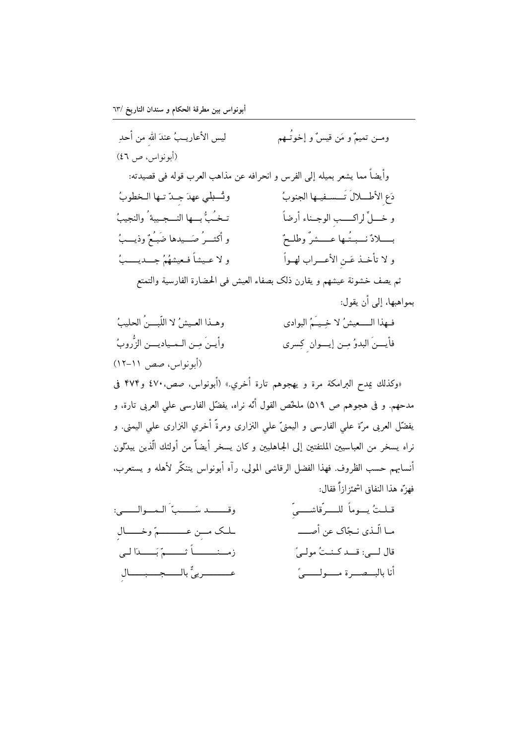ومـن تميمٌ و مَن قيسٌ و إخوتُـهم ليس الأعاريـبُ عندَ الله من أحدِ

(أبونواس، ص ٤٦)

وأيضاً مما يشعر بميله إلى الفرس و انحرافه عن مذاهب العرب قوله فى قصيدته:

دَعِ الأطـلالَ تَسـفيـها الجنوبُ وتُـبلي عهدَ جِـدّتـها الـخطوبُ

و خـلِّ لراكـبِ الوجـناء أرضاً تـخُبُّ بـها النـجـيبةُ والنجيبُ

بـلادٌ نـبـتُـها عـشرٌ وطلـحٌ و أكثـرُ صَـيدها ضَبُعٌ وذيـبُ

و لا تأخـذ عَـنِ الأعـراب لهـواً و لا عـيشاً فـعيشهُمُ جـديـبُ

ثم يصف خشونة عيشهم و يقارن ذلک بصفاء العيش فى الحضارة الفارسية والتمتع بمواهبها، إلى أن يقول:

فـهذا الـعيشُ لا خِـيَـمُ البوادى وهـذا العـيشُ لا اللّبـنُ الحليبُ

فأيـنَ البدوُ مِـن إيـوانِ كِسرى وأيـنَ مِـن الـميادينِ الزُّروبُ

(أبونواس، صص ١١-١٢)

«وكذلك يمدح البرامكة مرة و يهجوهم تارة أخري.» (أبونواس، صص،٤٧٠ و٤٧٤ فى مدحهم. و فى هجوهم ص ٥١٩) ملخّص القول أنّه نراه، يفضّل الفارسى علي العربى تارة، و يفضّل العربى مرّة علي الفارسى و اليمنىّ علي النزارى ومرةً أخري النزارى علي اليمنى. و نراه يسخر من العباسيين الملتفتين إلى الجاهليين و كان يسخر أيضاً من أولئك الّذين يبدّلون أنسابهم حسب الظروف. فهذا الفضل الرقاشى المولى، رآه أبونواس يتنكّر لأهله و يستعرب، فهزّه هذا النفاق اشمئزازاً فقال:

قـلـتُ يـوماً للـرّقاشـيّ وقـد سَـبَّ الـموالـى:

مـا الّـذى نـجّاک عن أصـلـک مـن عـمّ وخـالِ

قال لـى: قـد كـنـتُ مولـىً زمـنـاً ثـمّ بَـدَا لـى

أنا بالبـصـرة مـولـىً عـربىٌّ بالـجـبـالِ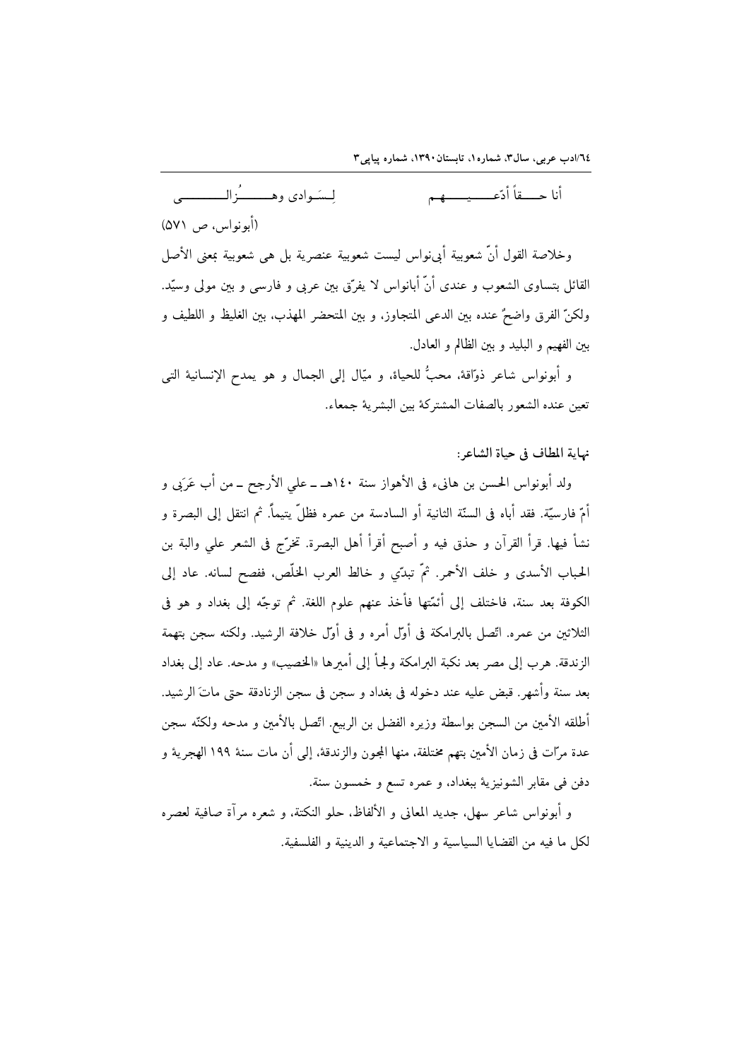أنا حـــقاً أدّعــــيــــهـم　　　　لِسَـوادي وهـــــُزالـــــــي

(أبونواس، ص ٥٧١)

وخلاصة القول أنّ شعوبية أبي‌نواس ليست شعوبية عنصرية بل هي شعوبية بمعنى الأصل القائل بتساوي الشعوب و عندي أنّ أبانواس لا يفرّق بين عربي و فارسي و بين مولى وسيّد. ولكنّ الفرق واضحٌ عنده بين الدعي المتجاوز، و بين المتحضر المهذب، بين الغليظ و اللطيف و بين الفهيم و البليد و بين الظالم و العادل.

و أبونواس شاعر ذوّاقة، محبٌّ للحياة، و ميّال إلى الجمال و هو يمدح الإنسانية التي تعين عنده الشعور بالصفات المشتركة بين البشرية جمعاء.

## نهاية المطاف في حياة الشاعر:

ولد أبونواس الحسن بن هانيء في الأهواز سنة ١٤٠هـ ـ علي الأرجح ـ من أب عَرَبي و أمّ فارسيّة. فقد أباه في السنّة الثانية أو السادسة من عمره فظلّ يتيماً. ثم انتقل إلى البصرة و نشأ فيها. قرأ القرآن و حذق فيه و أصبح أقرأ أهل البصرة. تخرّج في الشعر علي والبة بن الحباب الأسدي و خلف الأحمر. ثمّ تبدّي و خالط العرب الخلّص، ففصح لسانه. عاد إلى الكوفة بعد سنة، فاختلف إلى أئمّتها فأخذ عنهم علوم اللغة. ثم توجّه إلى بغداد و هو في الثلاثين من عمره. اتّصل بالبرامكة في أوّل أمره و في أوّل خلافة الرشيد. ولكنه سجن بتهمة الزندقة. هرب إلى مصر بعد نكبة البرامكة ولجأ إلى أميرها «الخصيب» و مدحه. عاد إلى بغداد بعد سنة وأشهر. قبض عليه عند دخوله في بغداد و سجن في سجن الزنادقة حتى ماتَ الرشيد. أطلقه الأمين من السجن بواسطة وزيره الفضل بن الربيع. اتّصل بالأمين و مدحه ولكنّه سجن عدة مرّات في زمان الأمين بتهم مختلفة، منها المجون والزندقة، إلى أن مات سنة ١٩٩ الهجرية و دفن في مقابر الشونيزية ببغداد، و عمره تسع و خمسون سنة.

و أبونواس شاعر سهل، جديد المعاني و الألفاظ، حلو النكتة، و شعره مرآة صافية لعصره لكل ما فيه من القضايا السياسية و الاجتماعية و الدينية و الفلسفية.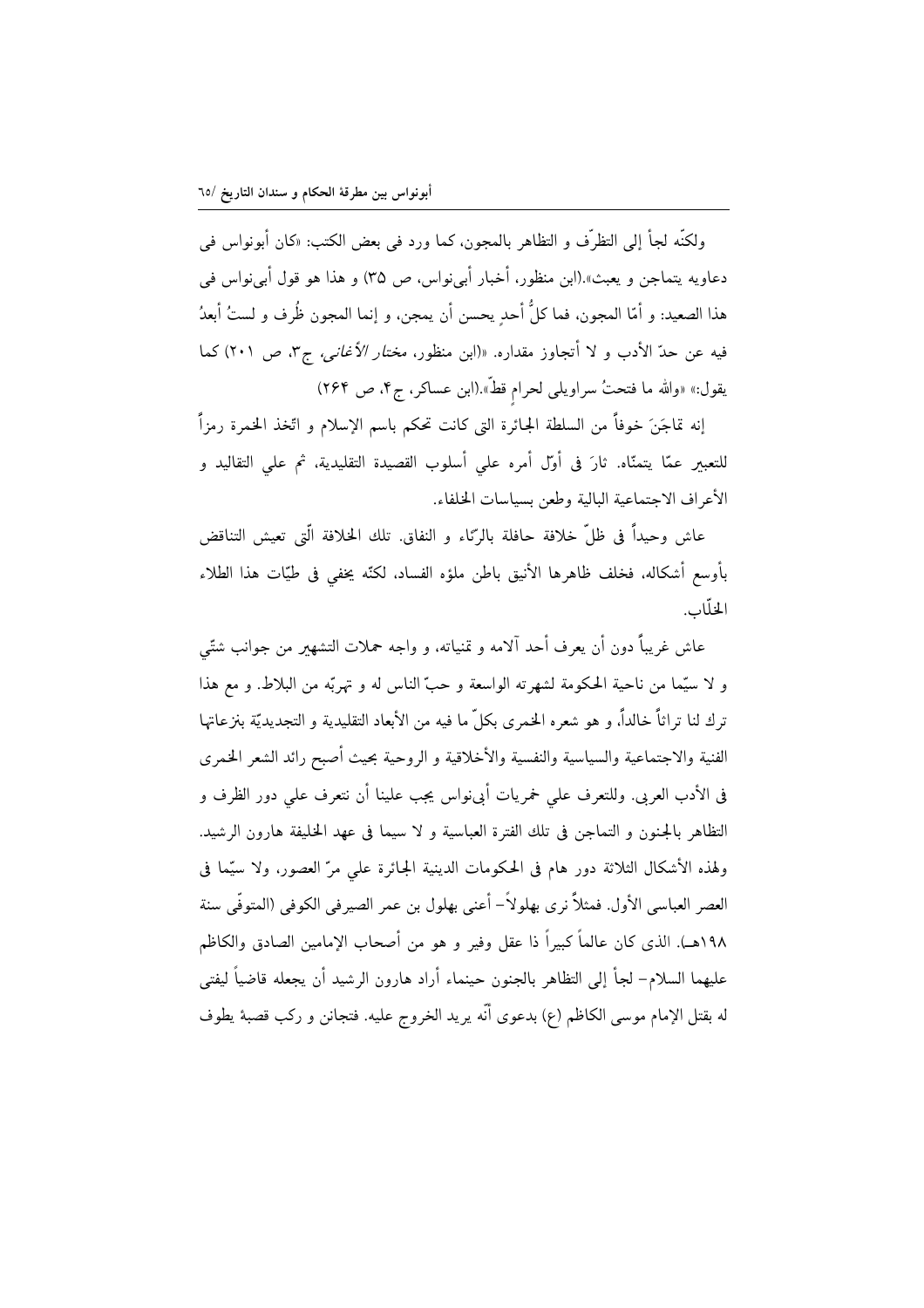ولكنّه لجأ إلى التظرّف و التظاهر بالمجون، كما ورد فى بعض الكتب: «كان أبونواس فى دعاويه يتماجن و يعبث».(ابن منظور، أخبار أبى‌نواس، ص ٣٥) و هذا هو قول أبى‌نواس فى هذا الصعيد: و أمّا المجون، فما كلُّ أحدٍ يحسن أن يمجن، و إنما المجون ظُرف و لستُ أبعدُ فيه عن حدّ الأدب و لا أتجاوز مقداره. «(ابن منظور، *مختار الأغانى*، ج٣، ص ٢٠١) كما يقول:» «والله ما فتحتُ سراويلى لحرامٍ قطّ».(ابن عساكر، ج٤، ص ٢٦٤)

إنه تماجَنَ خوفاً من السلطة الجائرة التى كانت تحكم باسم الإسلام و اتّخذ الخمرة رمزاً للتعبير عمّا يتمنّاه. ثارَ فى أوّل أمره علي أسلوب القصيدة التقليدية، ثم علي التقاليد و الأعراف الاجتماعية البالية وطعن بسياسات الخلفاء.

عاش وحيداً فى ظلّ خلافة حافلة بالرّياء و النفاق. تلك الخلافة الّتى تعيش التناقض بأوسع أشكاله، فخلف ظاهرها الأنيق باطن ملؤه الفساد، لكنّه يخفي فى طيّات هذا الطلاء الخلّاب.

عاش غريباً دون أن يعرف أحد آلامه و تمنياته، و واجه حملات التشهير من جوانب شتّي و لا سيّما من ناحية الحكومة لشهرته الواسعة و حبّ الناس له و تهربّه من البلاط. و مع هذا ترك لنا تراثاً خالداً، و هو شعره الخمرى بكلّ ما فيه من الأبعاد التقليدية و التجديديّة بنزعاتها الفنية والاجتماعية والسياسية والنفسية والأخلاقية و الروحية بحيث أصبح رائد الشعر الخمرى فى الأدب العربى. وللتعرف علي خمريات أبى‌نواس يجب علينا أن نتعرف علي دور الظرف و التظاهر بالجنون و التماجن فى تلك الفترة العباسية و لا سيما فى عهد الخليفة هارون الرشيد. ولهذه الأشكال الثلاثة دور هام فى الحكومات الدينية الجائرة علي مرّ العصور، ولا سيّما فى العصر العباسى الأول. فمثلاً نرى بهلولاً- أعنى بهلول بن عمر الصيرفى الكوفى (المتوفّى سنة ١٩٨هـ). الذى كان عالماً كبيراً ذا عقل وفير و هو من أصحاب الإمامين الصادق والكاظم عليهما السلام- لجأ إلى التظاهر بالجنون حينماء أراد هارون الرشيد أن يجعله قاضياً ليفتى له بقتل الإمام موسى الكاظم (ع) بدعوى أنّه يريد الخروج عليه. فتجانن و ركب قصبةً يطوف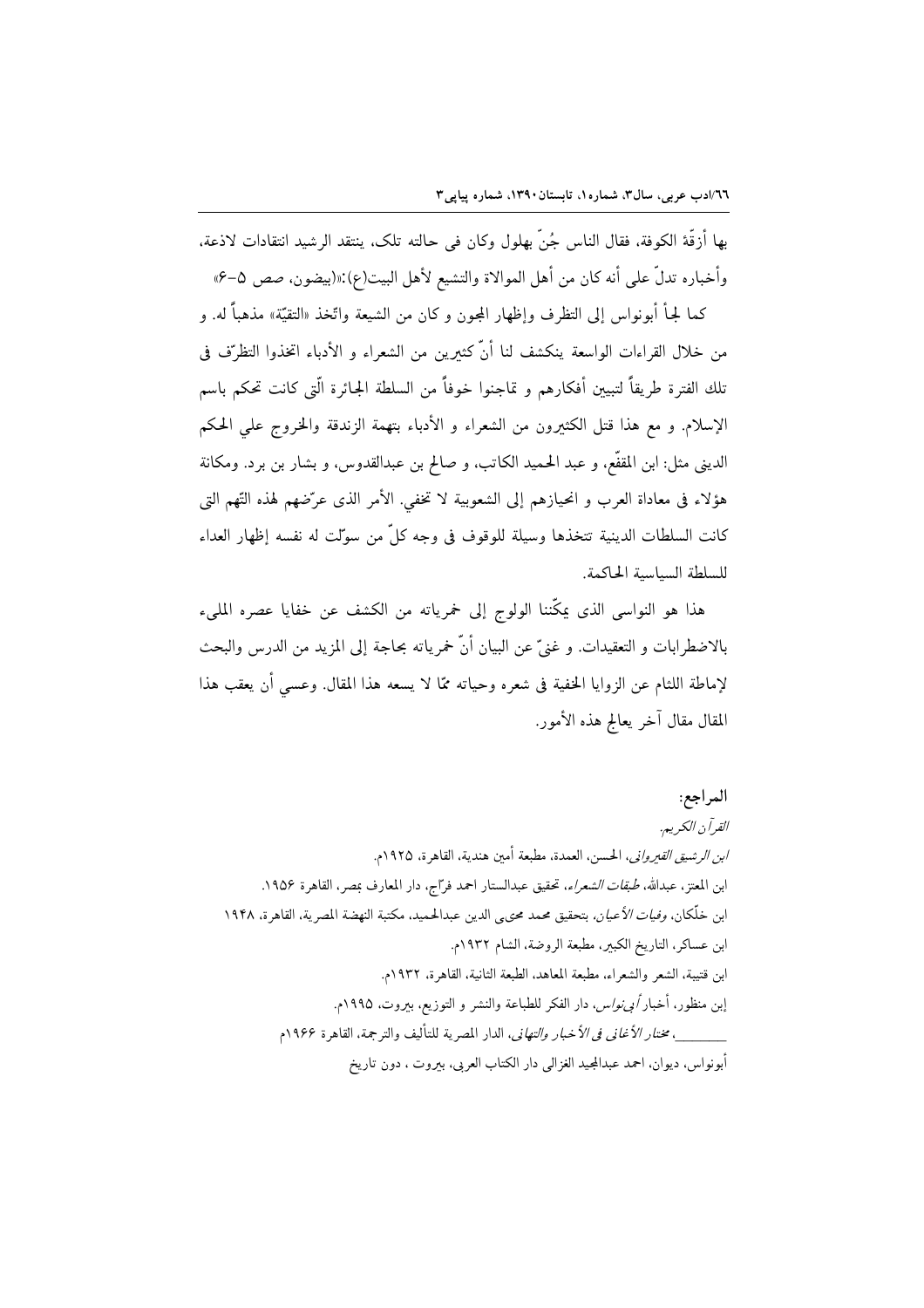بها أزقّة الكوفة، فقال الناس جُنّ بهلول وكان في حالته تلك، ينتقد الرشيد انتقادات لاذعة، وأخباره تدلّ على أنه كان من أهل الموالاة والتشيع لأهل البيت(ع):«(بيضون، صص ٥-٦»

كما لجأ أبونواس إلى التظرف وإظهار المجون و كان من الشيعة واتّخذ «التقيّة» مذهباً له. و من خلال القراءات الواسعة ينكشف لنا أنّ كثيرين من الشعراء و الأدباء اتخذوا التظرّف في تلك الفترة طريقاً لتبيين أفكارهم و تماجنوا خوفاً من السلطة الجائرة الّتي كانت تحكم باسم الإسلام. و مع هذا قتل الكثيرون من الشعراء و الأدباء بتهمة الزندقة والخروج علي الحكم الديني مثل: ابن المقفّع، و عبد الحميد الكاتب، و صالح بن عبدالقدوس، و بشار بن برد. ومكانة هؤلاء في معاداة العرب و انحيازهم إلى الشعوبية لا تخفي. الأمر الذي عرّضهم لهذه التّهم التي كانت السلطات الدينية تتخذها وسيلة للوقوف في وجه كلّ من سوّلت له نفسه إظهار العداء للسلطة السياسية الحاكمة.

هذا هو النواسي الذي يمكّننا الولوج إلى خمرياته من الكشف عن خفايا عصره المليء بالاضطرابات و التعقيدات. و غنيّ عن البيان أنّ خمرياته بحاجة إلى المزيد من الدرس والبحث لإماطة اللثام عن الزوايا الخفية في شعره وحياته ممّا لا يسعه هذا المقال. وعسي أن يعقب هذا المقال مقال آخر يعالج هذه الأمور.

**المراجع:**

*القرآن الكريم.*

*ابن الرشيق القيرواني*، الحسن، العمدة، مطبعة أمين هندية، القاهرة، ١٩٢٥م.

ابن المعتز، عبدالله، *طبقات الشعراء*، تحقيق عبدالستار احمد فرّاج، دار المعارف بمصر، القاهرة ١٩٥٦.

ابن خلّكان، *وفيات الأعيان*، بتحقيق محمد محيى الدين عبدالحميد، مكتبة النهضة المصرية، القاهرة، ١٩٤٨

ابن عساكر، التاريخ الكبير، مطبعة الروضة، الشام ١٩٣٢م.

ابن قتيبة، الشعر والشعراء، مطبعة المعاهد، الطبعة الثانية، القاهرة، ١٩٣٢م.

إبن منظور، أخبار *أبي‌نواس*، دار الفكر للطباعة والنشر و التوزيع، بيروت، ١٩٩٥م.

________، *مختار الأغاني في الأخبار والتهاني*، الدار المصرية للتأليف والترجمة، القاهرة ١٩٦٦م

أبونواس، ديوان، احمد عبدالمجيد الغزالي دار الكتاب العربي، بيروت ، دون تاريخ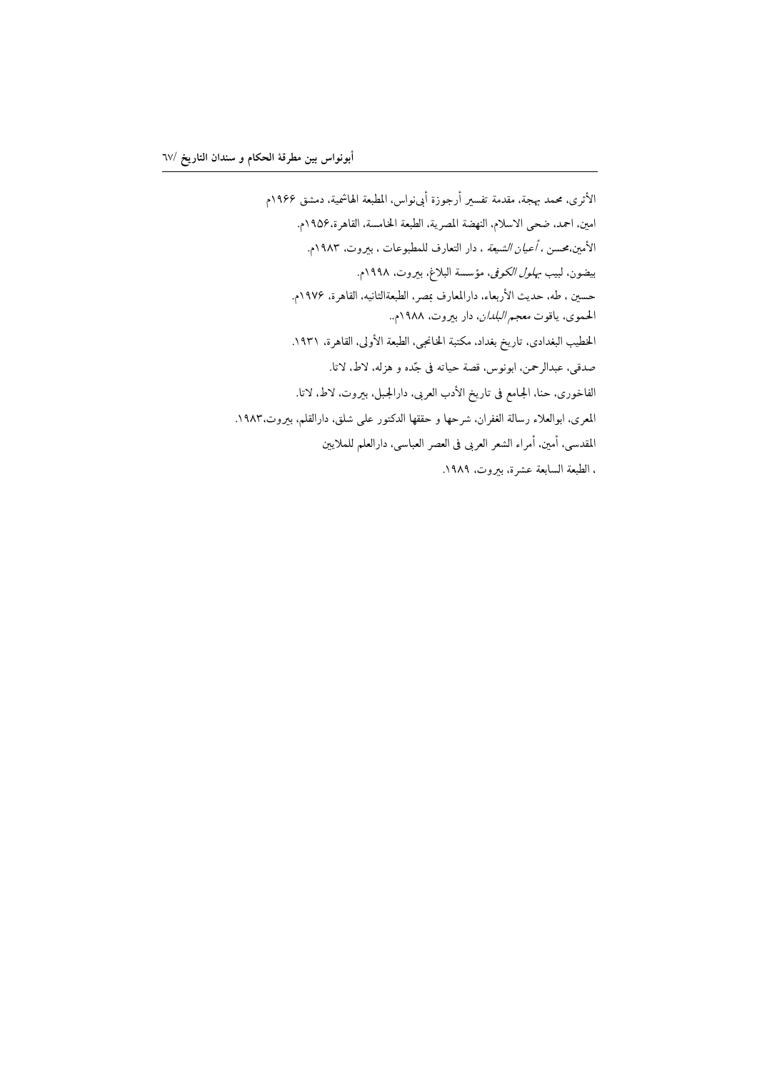الأثري، محمد بهجة، مقدمة تفسير أرجوزة أبي‌نواس، المطبعة الهاشمية، دمشق ۱۹۶۶م

امين، احمد، ضحی الاسلام، النهضة المصرية، الطبعة الخامسة، القاهرة،۱۹۵۶م.

الأمين،محسن ، *أعيان الشيعة* ، دار التعارف للمطبوعات ، بيروت، ۱۹۸۳م.

بيضون، لبيب *بهلول الكوفي*، مؤسسة البلاغ، بيروت، ۱۹۹۸م.

حسين ، طه، حديث الأربعاء، دارالمعارف بمصر، الطبعةالثانيه، القاهرة، ۱۹۷۶م.

الحموی، یاقوت معجم *البلدان*، دار بیروت، ۱۹۸۸م..

الخطيب البغدادی، تاریخ بغداد، مکتبة الخانجی، الطبعة الأولی، القاهرة، ۱۹۳۱.

صدقی، عبدالرحمن، ابونوس، قصة حياته فی جدّه و هزله، لاط، لاتا.

الفاخوري، حنا، الجامع فی تاريخ الأدب العربي، دارالجيل، بيروت، لاط، لاتا.

المعری، ابوالعلاء رسالة الغفران، شرحها و حققها الدکتور علی شلق، دارالقلم، بیروت،۱۹۸۳.

المقدسی، أمین، أمراء الشعر العربی فی العصر العباسی، دارالعلم للملایین

، الطبعة السابعة عشرة، بیروت، ۱۹۸۹.